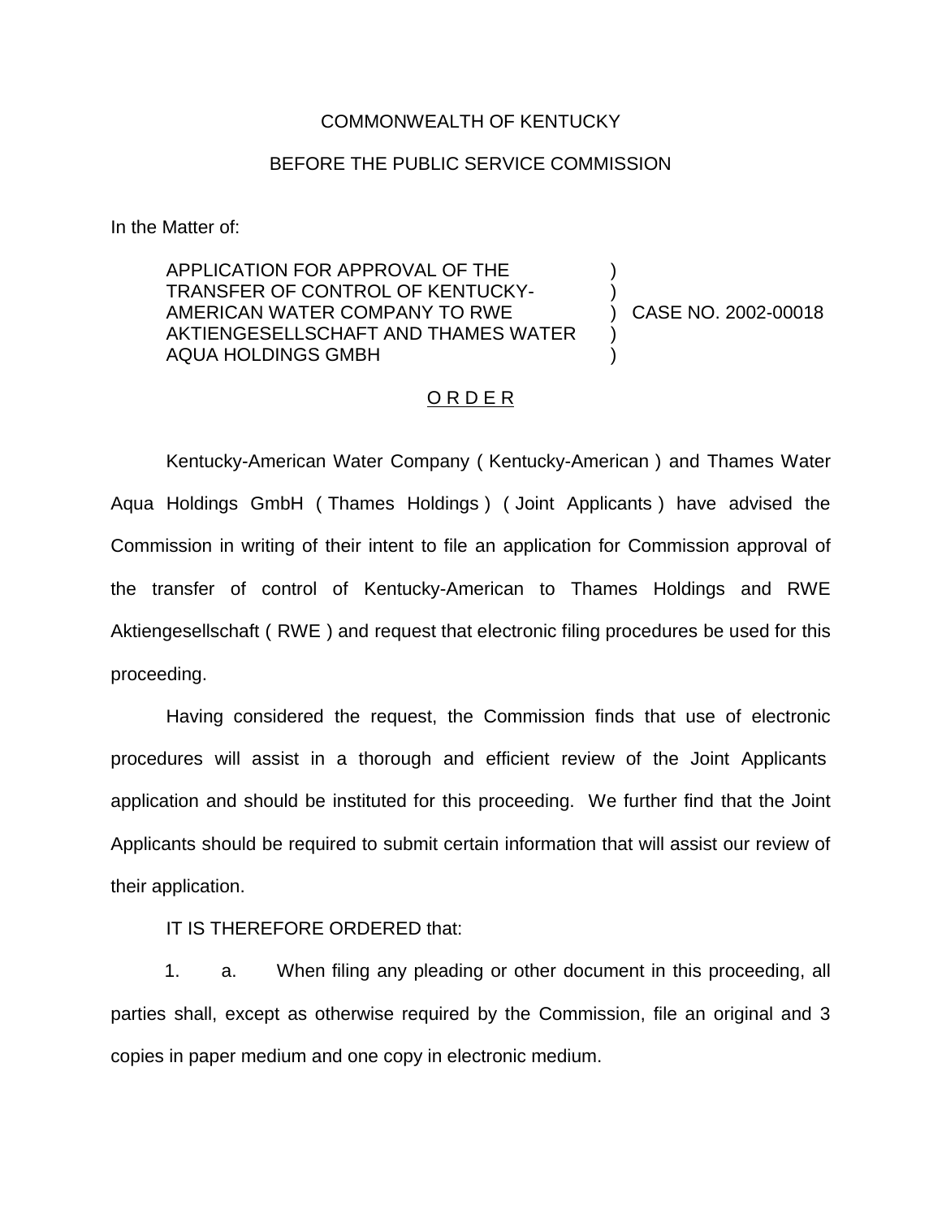COMMONWEALTH OF KENTUCKY

BEFORE THE PUBLIC SERVICE COMMISSION

In the Matter of:

APPLICATION FOR APPROVAL OF THE TRANSFER OF CONTROL OF KENTUCKY-AMERICAN WATER COMPANY TO RWE AKTIENGESELLSCHAFT AND THAMES WATER AQUA HOLDINGS GMBH ) CASE NO. 2002-00018

O R D E R

Kentucky-American Water Company ( Kentucky-American ) and Thames Water Aqua Holdings GmbH ( Thames Holdings ) ( Joint Applicants ) have advised the Commission in writing of their intent to file an application for Commission approval of the transfer of control of Kentucky-American to Thames Holdings and RWE Aktiengesellschaft ( RWE ) and request that electronic filing procedures be used for this proceeding.

Having considered the request, the Commission finds that use of electronic procedures will assist in a thorough and efficient review of the Joint Applicants application and should be instituted for this proceeding. We further find that the Joint Applicants should be required to submit certain information that will assist our review of their application.

IT IS THEREFORE ORDERED that:

1. a. When filing any pleading or other document in this proceeding, all parties shall, except as otherwise required by the Commission, file an original and 3 copies in paper medium and one copy in electronic medium.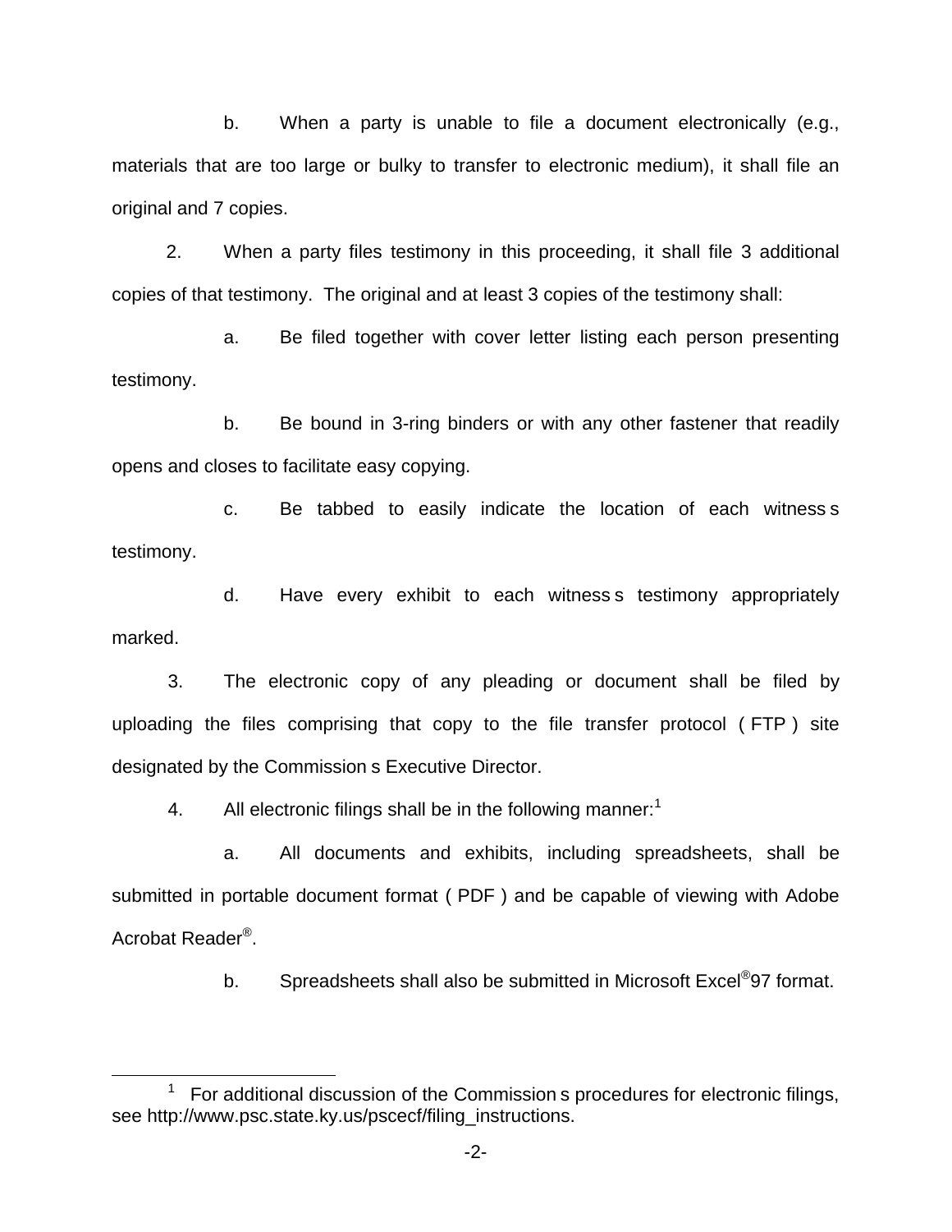b. When a party is unable to file a document electronically (e.g., materials that are too large or bulky to transfer to electronic medium), it shall file an original and 7 copies.

2. When a party files testimony in this proceeding, it shall file 3 additional copies of that testimony. The original and at least 3 copies of the testimony shall:

a. Be filed together with cover letter listing each person presenting testimony.

b. Be bound in 3-ring binders or with any other fastener that readily opens and closes to facilitate easy copying.

c. Be tabbed to easily indicate the location of each witness s testimony.

d. Have every exhibit to each witness s testimony appropriately marked.

3. The electronic copy of any pleading or document shall be filed by uploading the files comprising that copy to the file transfer protocol ( FTP ) site designated by the Commission s Executive Director.

4. All electronic filings shall be in the following manner:[1]

a. All documents and exhibits, including spreadsheets, shall be submitted in portable document format ( PDF ) and be capable of viewing with Adobe Acrobat Reader®.

b. Spreadsheets shall also be submitted in Microsoft Excel®97 format.

---

[1] For additional discussion of the Commission s procedures for electronic filings, see http://www.psc.state.ky.us/pscecf/filing_instructions.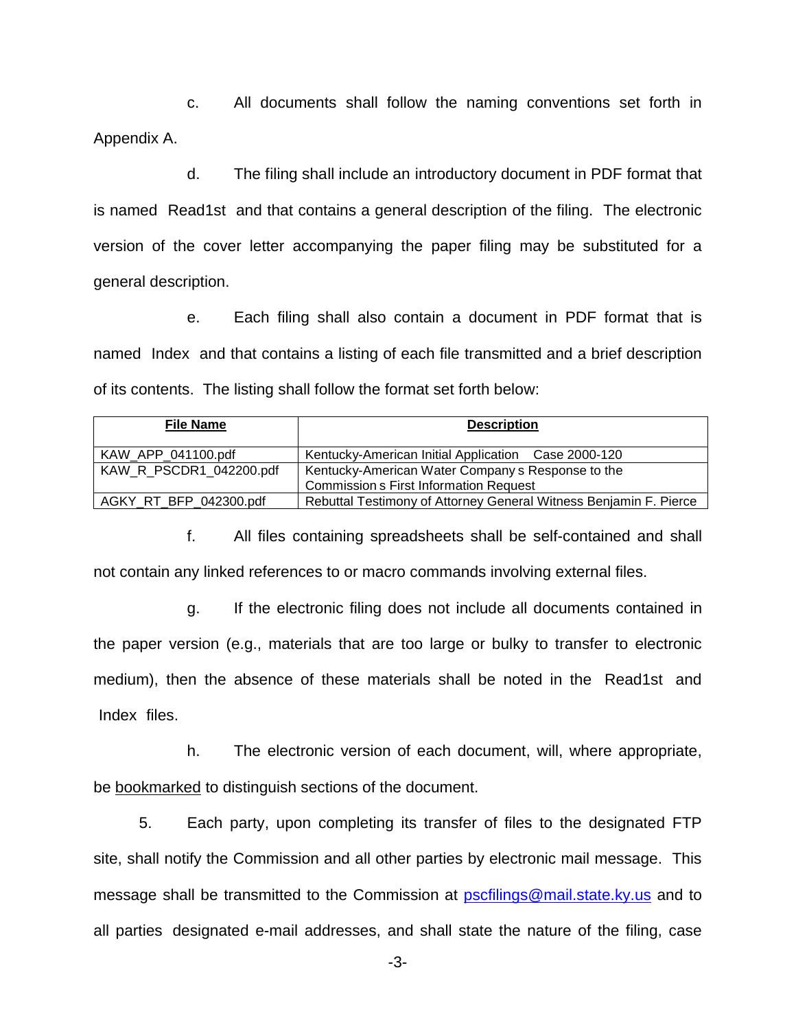c. All documents shall follow the naming conventions set forth in Appendix A.

d. The filing shall include an introductory document in PDF format that is named Read1st and that contains a general description of the filing. The electronic version of the cover letter accompanying the paper filing may be substituted for a general description.

e. Each filing shall also contain a document in PDF format that is named Index and that contains a listing of each file transmitted and a brief description of its contents. The listing shall follow the format set forth below:

| **File Name** | **Description** |
|---|---|
| KAW_APP_041100.pdf | Kentucky-American Initial Application Case 2000-120 |
| KAW_R_PSCDR1_042200.pdf | Kentucky-American Water Company s Response to the Commission s First Information Request |
| AGKY_RT_BFP_042300.pdf | Rebuttal Testimony of Attorney General Witness Benjamin F. Pierce |

f. All files containing spreadsheets shall be self-contained and shall not contain any linked references to or macro commands involving external files.

g. If the electronic filing does not include all documents contained in the paper version (e.g., materials that are too large or bulky to transfer to electronic medium), then the absence of these materials shall be noted in the Read1st and Index files.

h. The electronic version of each document, will, where appropriate, be bookmarked to distinguish sections of the document.

5. Each party, upon completing its transfer of files to the designated FTP site, shall notify the Commission and all other parties by electronic mail message. This message shall be transmitted to the Commission at pscfilings@mail.state.ky.us and to all parties designated e-mail addresses, and shall state the nature of the filing, case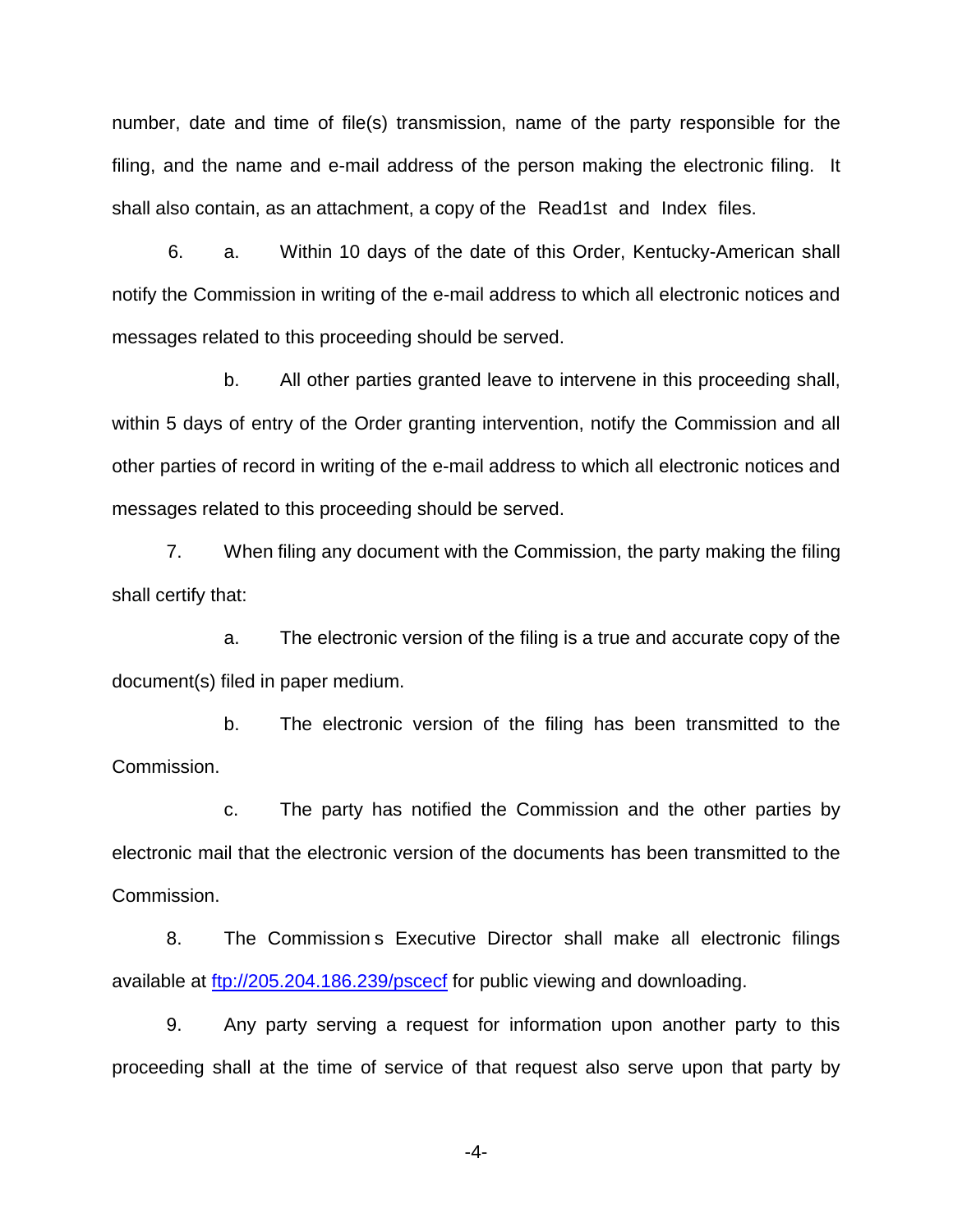number, date and time of file(s) transmission, name of the party responsible for the filing, and the name and e-mail address of the person making the electronic filing. It shall also contain, as an attachment, a copy of the Read1st and Index files.

6. a. Within 10 days of the date of this Order, Kentucky-American shall notify the Commission in writing of the e-mail address to which all electronic notices and messages related to this proceeding should be served.

b. All other parties granted leave to intervene in this proceeding shall, within 5 days of entry of the Order granting intervention, notify the Commission and all other parties of record in writing of the e-mail address to which all electronic notices and messages related to this proceeding should be served.

7. When filing any document with the Commission, the party making the filing shall certify that:

a. The electronic version of the filing is a true and accurate copy of the document(s) filed in paper medium.

b. The electronic version of the filing has been transmitted to the Commission.

c. The party has notified the Commission and the other parties by electronic mail that the electronic version of the documents has been transmitted to the Commission.

8. The Commission s Executive Director shall make all electronic filings available at ftp://205.204.186.239/pscecf for public viewing and downloading.

9. Any party serving a request for information upon another party to this proceeding shall at the time of service of that request also serve upon that party by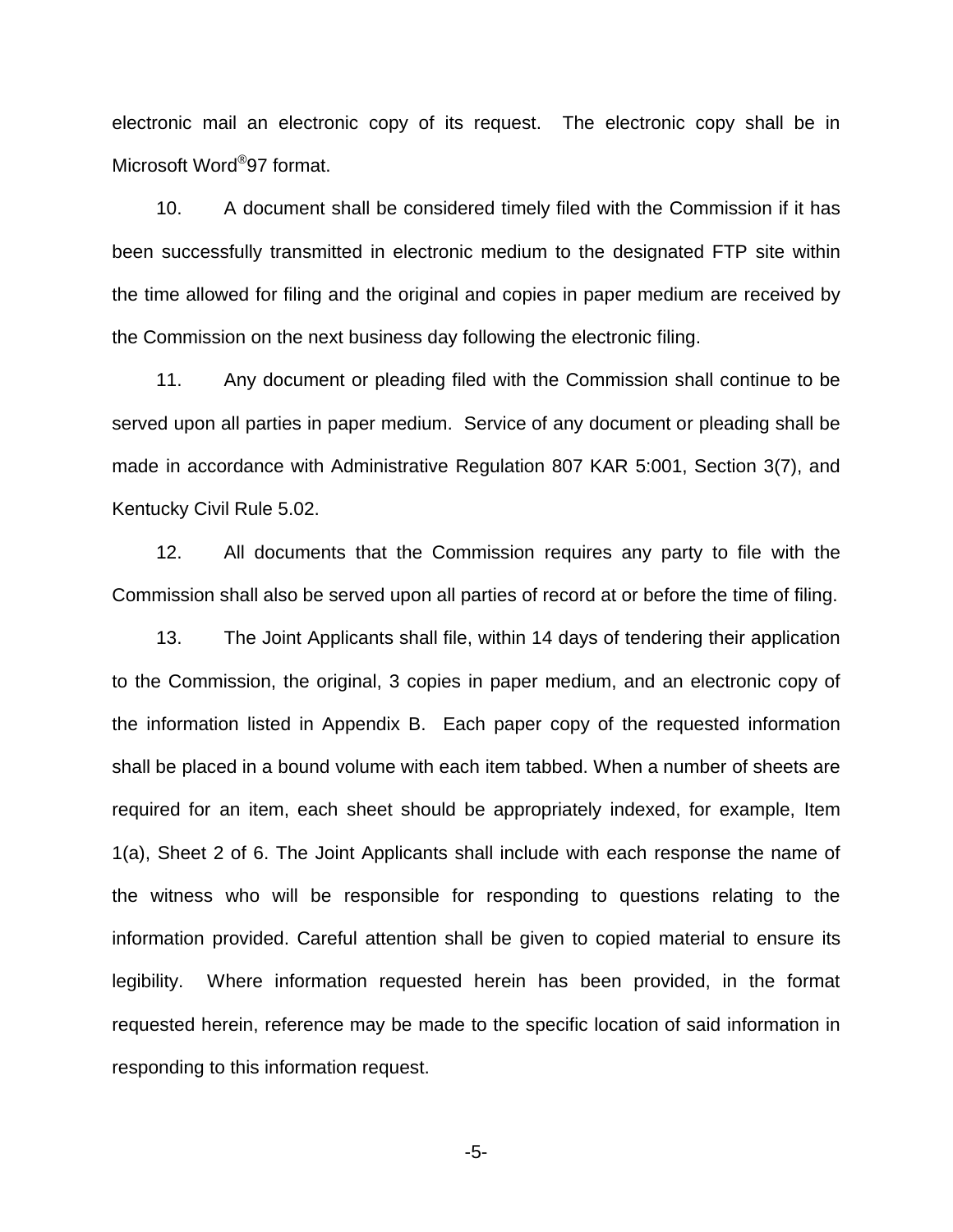electronic mail an electronic copy of its request. The electronic copy shall be in Microsoft Word®97 format.

10. A document shall be considered timely filed with the Commission if it has been successfully transmitted in electronic medium to the designated FTP site within the time allowed for filing and the original and copies in paper medium are received by the Commission on the next business day following the electronic filing.

11. Any document or pleading filed with the Commission shall continue to be served upon all parties in paper medium. Service of any document or pleading shall be made in accordance with Administrative Regulation 807 KAR 5:001, Section 3(7), and Kentucky Civil Rule 5.02.

12. All documents that the Commission requires any party to file with the Commission shall also be served upon all parties of record at or before the time of filing.

13. The Joint Applicants shall file, within 14 days of tendering their application to the Commission, the original, 3 copies in paper medium, and an electronic copy of the information listed in Appendix B. Each paper copy of the requested information shall be placed in a bound volume with each item tabbed. When a number of sheets are required for an item, each sheet should be appropriately indexed, for example, Item 1(a), Sheet 2 of 6. The Joint Applicants shall include with each response the name of the witness who will be responsible for responding to questions relating to the information provided. Careful attention shall be given to copied material to ensure its legibility. Where information requested herein has been provided, in the format requested herein, reference may be made to the specific location of said information in responding to this information request.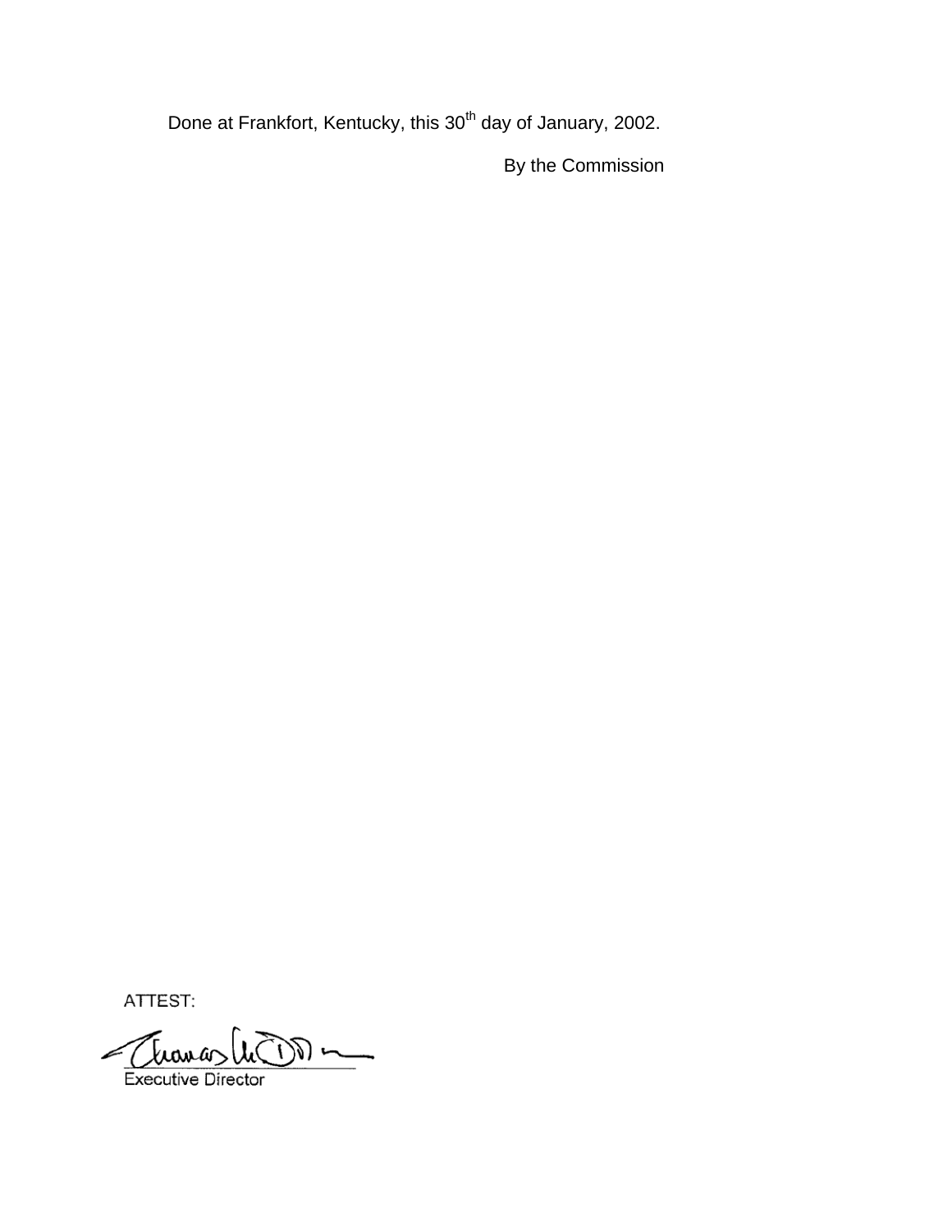Done at Frankfort, Kentucky, this 30th day of January, 2002.

By the Commission

ATTEST:

Executive Director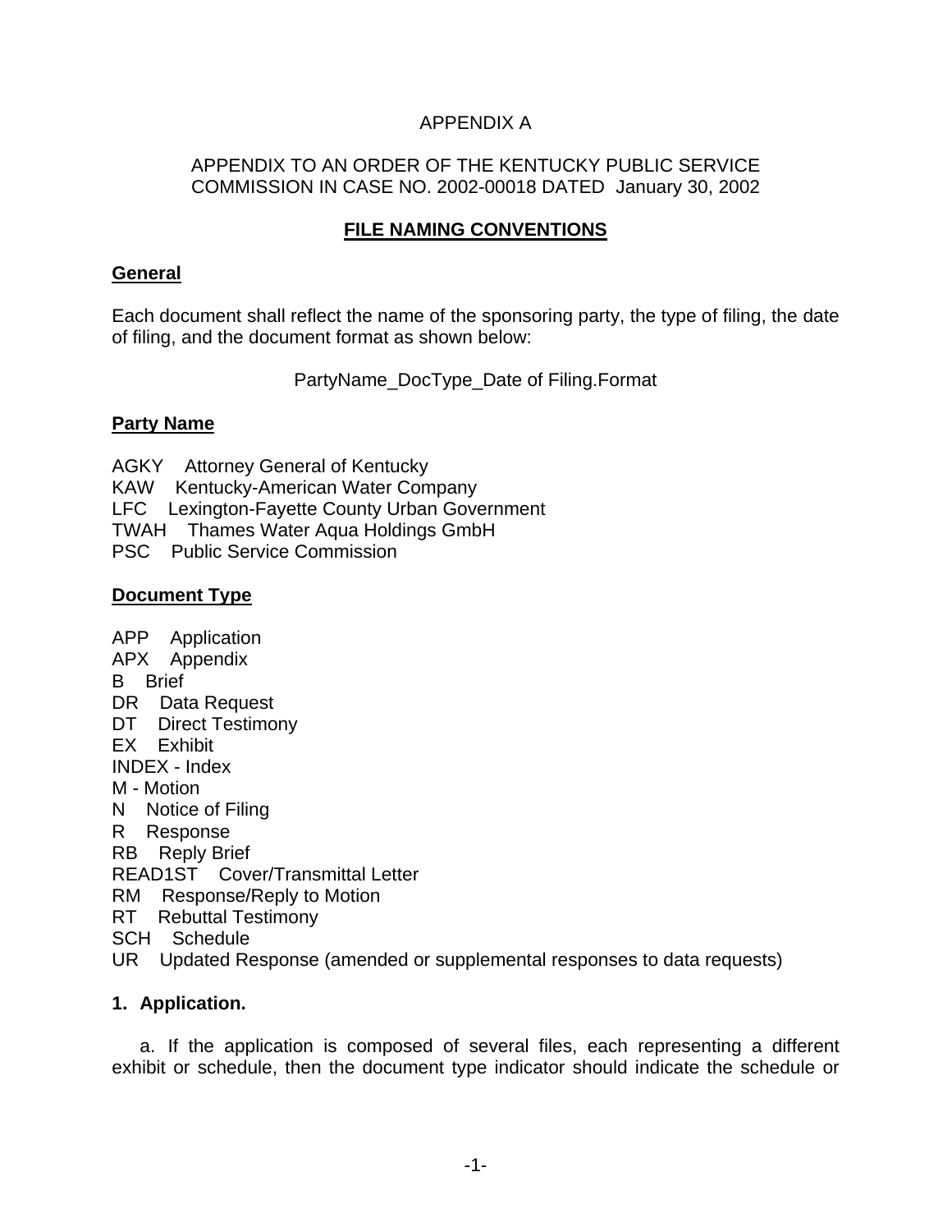APPENDIX A

APPENDIX TO AN ORDER OF THE KENTUCKY PUBLIC SERVICE COMMISSION IN CASE NO. 2002-00018 DATED January 30, 2002

## FILE NAMING CONVENTIONS

### General

Each document shall reflect the name of the sponsoring party, the type of filing, the date of filing, and the document format as shown below:

PartyName_DocType_Date of Filing.Format

### Party Name

AGKY Attorney General of Kentucky
KAW Kentucky-American Water Company
LFC Lexington-Fayette County Urban Government
TWAH Thames Water Aqua Holdings GmbH
PSC Public Service Commission

### Document Type

APP Application
APX Appendix
B Brief
DR Data Request
DT Direct Testimony
EX Exhibit
INDEX - Index
M - Motion
N Notice of Filing
R Response
RB Reply Brief
READ1ST Cover/Transmittal Letter
RM Response/Reply to Motion
RT Rebuttal Testimony
SCH Schedule
UR Updated Response (amended or supplemental responses to data requests)

### 1. Application.

a. If the application is composed of several files, each representing a different exhibit or schedule, then the document type indicator should indicate the schedule or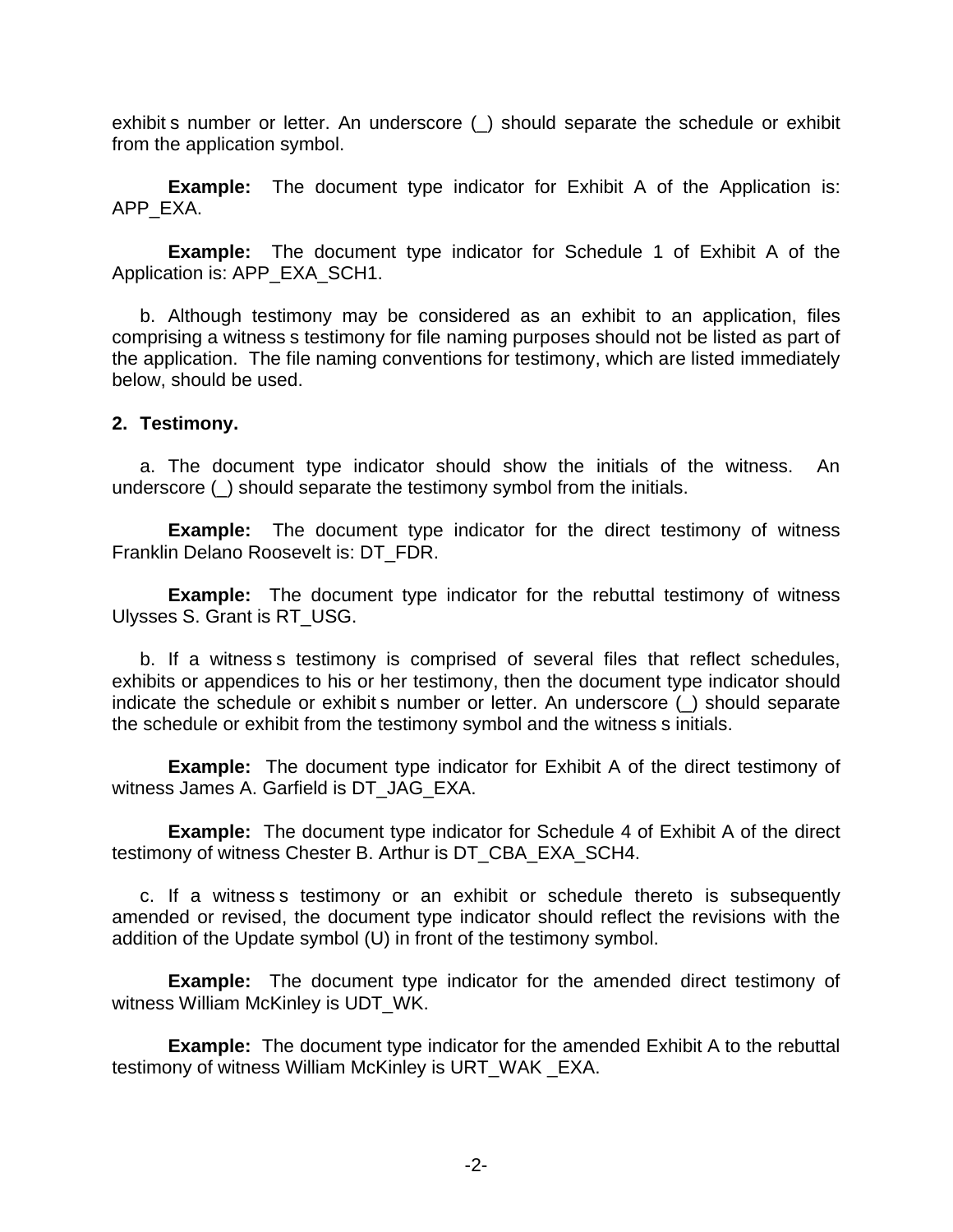exhibit s number or letter. An underscore (_) should separate the schedule or exhibit from the application symbol.

**Example:** The document type indicator for Exhibit A of the Application is: APP_EXA.

**Example:** The document type indicator for Schedule 1 of Exhibit A of the Application is: APP_EXA_SCH1.

b. Although testimony may be considered as an exhibit to an application, files comprising a witness s testimony for file naming purposes should not be listed as part of the application. The file naming conventions for testimony, which are listed immediately below, should be used.

**2. Testimony.**

a. The document type indicator should show the initials of the witness. An underscore (_) should separate the testimony symbol from the initials.

**Example:** The document type indicator for the direct testimony of witness Franklin Delano Roosevelt is: DT_FDR.

**Example:** The document type indicator for the rebuttal testimony of witness Ulysses S. Grant is RT_USG.

b. If a witness s testimony is comprised of several files that reflect schedules, exhibits or appendices to his or her testimony, then the document type indicator should indicate the schedule or exhibit s number or letter. An underscore (_) should separate the schedule or exhibit from the testimony symbol and the witness s initials.

**Example:** The document type indicator for Exhibit A of the direct testimony of witness James A. Garfield is DT_JAG_EXA.

**Example:** The document type indicator for Schedule 4 of Exhibit A of the direct testimony of witness Chester B. Arthur is DT_CBA_EXA_SCH4.

c. If a witness s testimony or an exhibit or schedule thereto is subsequently amended or revised, the document type indicator should reflect the revisions with the addition of the Update symbol (U) in front of the testimony symbol.

**Example:** The document type indicator for the amended direct testimony of witness William McKinley is UDT_WK.

**Example:** The document type indicator for the amended Exhibit A to the rebuttal testimony of witness William McKinley is URT_WAK _EXA.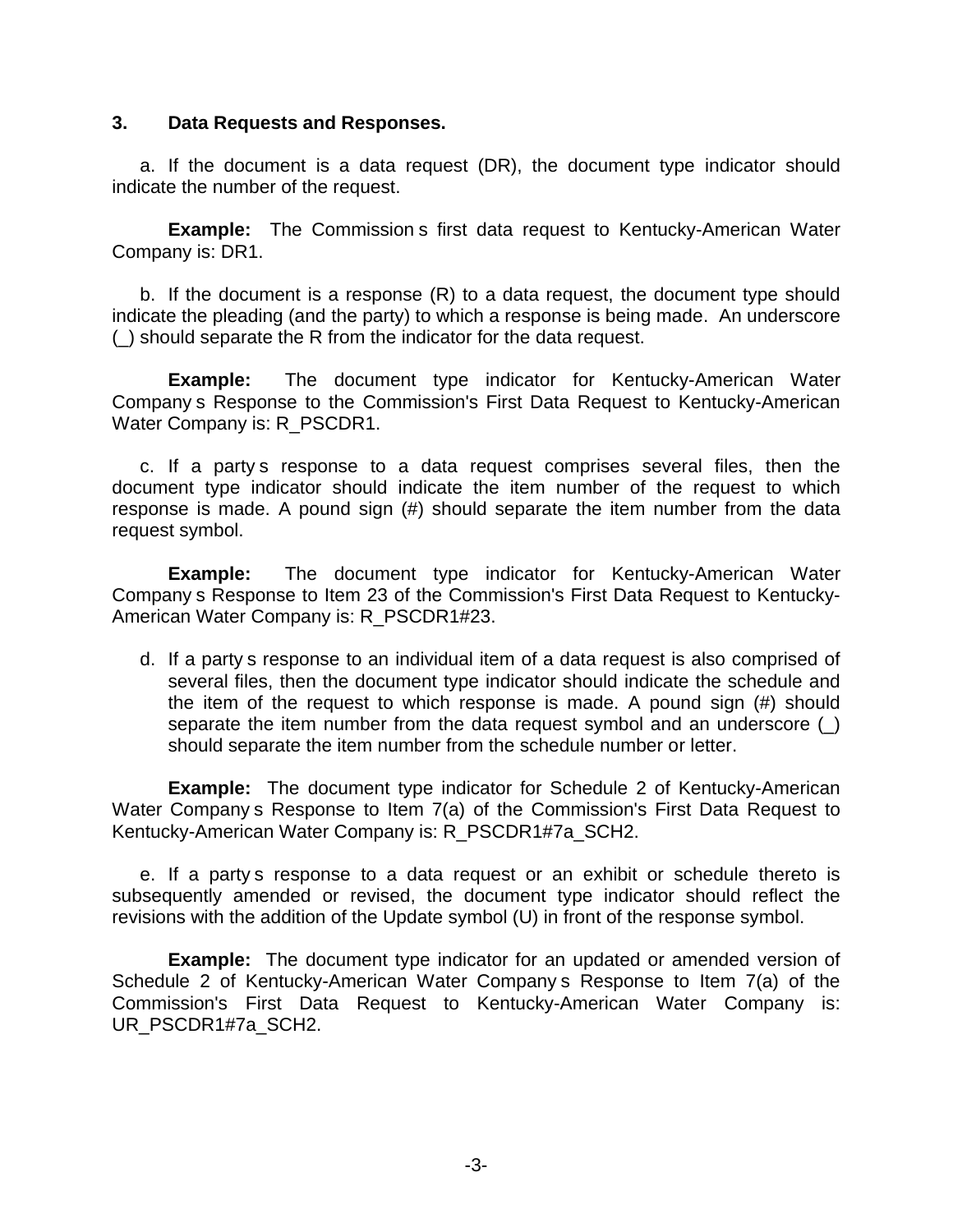**3. Data Requests and Responses.**

a. If the document is a data request (DR), the document type indicator should indicate the number of the request.

**Example:** The Commission s first data request to Kentucky-American Water Company is: DR1.

b. If the document is a response (R) to a data request, the document type should indicate the pleading (and the party) to which a response is being made. An underscore (_) should separate the R from the indicator for the data request.

**Example:** The document type indicator for Kentucky-American Water Company s Response to the Commission's First Data Request to Kentucky-American Water Company is: R_PSCDR1.

c. If a party s response to a data request comprises several files, then the document type indicator should indicate the item number of the request to which response is made. A pound sign (#) should separate the item number from the data request symbol.

**Example:** The document type indicator for Kentucky-American Water Company s Response to Item 23 of the Commission's First Data Request to Kentucky-American Water Company is: R_PSCDR1#23.

d. If a party s response to an individual item of a data request is also comprised of several files, then the document type indicator should indicate the schedule and the item of the request to which response is made. A pound sign (#) should separate the item number from the data request symbol and an underscore (_) should separate the item number from the schedule number or letter.

**Example:** The document type indicator for Schedule 2 of Kentucky-American Water Company s Response to Item 7(a) of the Commission's First Data Request to Kentucky-American Water Company is: R_PSCDR1#7a_SCH2.

e. If a party s response to a data request or an exhibit or schedule thereto is subsequently amended or revised, the document type indicator should reflect the revisions with the addition of the Update symbol (U) in front of the response symbol.

**Example:** The document type indicator for an updated or amended version of Schedule 2 of Kentucky-American Water Company s Response to Item 7(a) of the Commission's First Data Request to Kentucky-American Water Company is: UR_PSCDR1#7a_SCH2.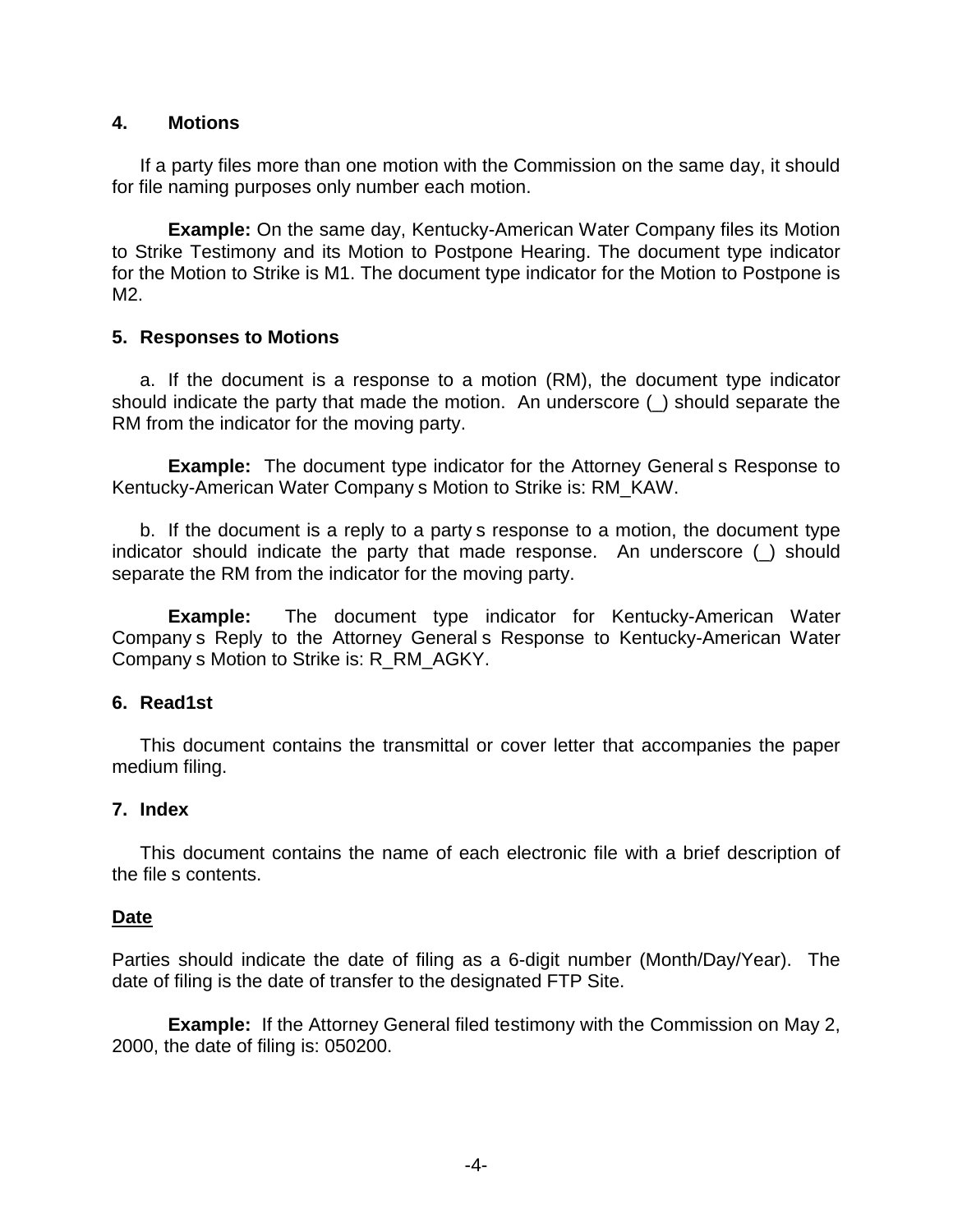### 4. Motions

If a party files more than one motion with the Commission on the same day, it should for file naming purposes only number each motion.

**Example:** On the same day, Kentucky-American Water Company files its Motion to Strike Testimony and its Motion to Postpone Hearing. The document type indicator for the Motion to Strike is M1. The document type indicator for the Motion to Postpone is M2.

### 5. Responses to Motions

a. If the document is a response to a motion (RM), the document type indicator should indicate the party that made the motion. An underscore (_) should separate the RM from the indicator for the moving party.

**Example:** The document type indicator for the Attorney General s Response to Kentucky-American Water Company s Motion to Strike is: RM_KAW.

b. If the document is a reply to a party s response to a motion, the document type indicator should indicate the party that made response. An underscore (_) should separate the RM from the indicator for the moving party.

**Example:** The document type indicator for Kentucky-American Water Company s Reply to the Attorney General s Response to Kentucky-American Water Company s Motion to Strike is: R_RM_AGKY.

### 6. Read1st

This document contains the transmittal or cover letter that accompanies the paper medium filing.

### 7. Index

This document contains the name of each electronic file with a brief description of the file s contents.

### <u>Date</u>

Parties should indicate the date of filing as a 6-digit number (Month/Day/Year). The date of filing is the date of transfer to the designated FTP Site.

**Example:** If the Attorney General filed testimony with the Commission on May 2, 2000, the date of filing is: 050200.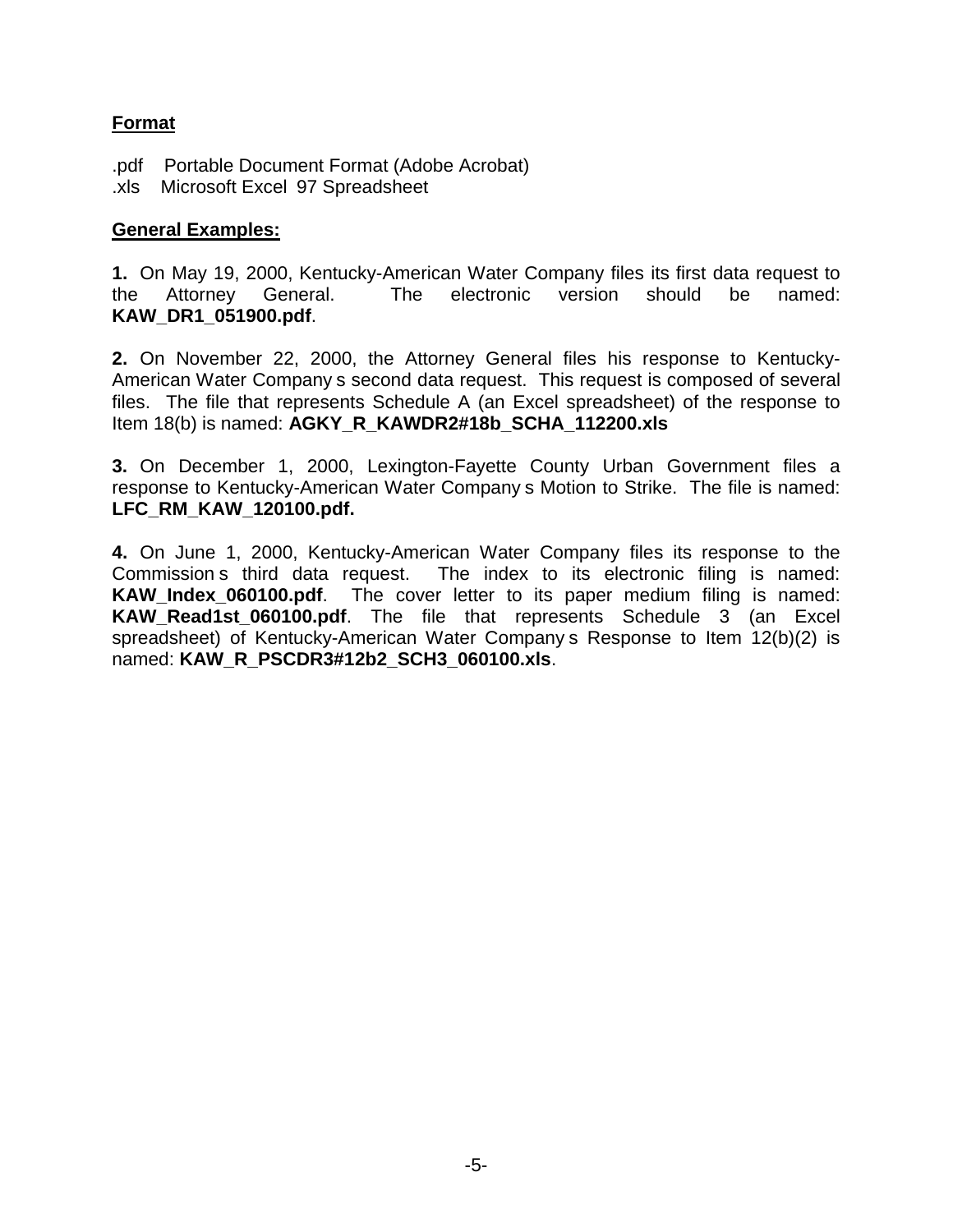**Format**

.pdf Portable Document Format (Adobe Acrobat)
.xls Microsoft Excel 97 Spreadsheet

**General Examples:**

**1.** On May 19, 2000, Kentucky-American Water Company files its first data request to the Attorney General. The electronic version should be named: **KAW_DR1_051900.pdf**.

**2.** On November 22, 2000, the Attorney General files his response to Kentucky-American Water Company s second data request. This request is composed of several files. The file that represents Schedule A (an Excel spreadsheet) of the response to Item 18(b) is named: **AGKY_R_KAWDR2#18b_SCHA_112200.xls**

**3.** On December 1, 2000, Lexington-Fayette County Urban Government files a response to Kentucky-American Water Company s Motion to Strike. The file is named: **LFC_RM_KAW_120100.pdf.**

**4.** On June 1, 2000, Kentucky-American Water Company files its response to the Commission s third data request. The index to its electronic filing is named: **KAW_Index_060100.pdf**. The cover letter to its paper medium filing is named: **KAW_Read1st_060100.pdf**. The file that represents Schedule 3 (an Excel spreadsheet) of Kentucky-American Water Company s Response to Item 12(b)(2) is named: **KAW_R_PSCDR3#12b2_SCH3_060100.xls**.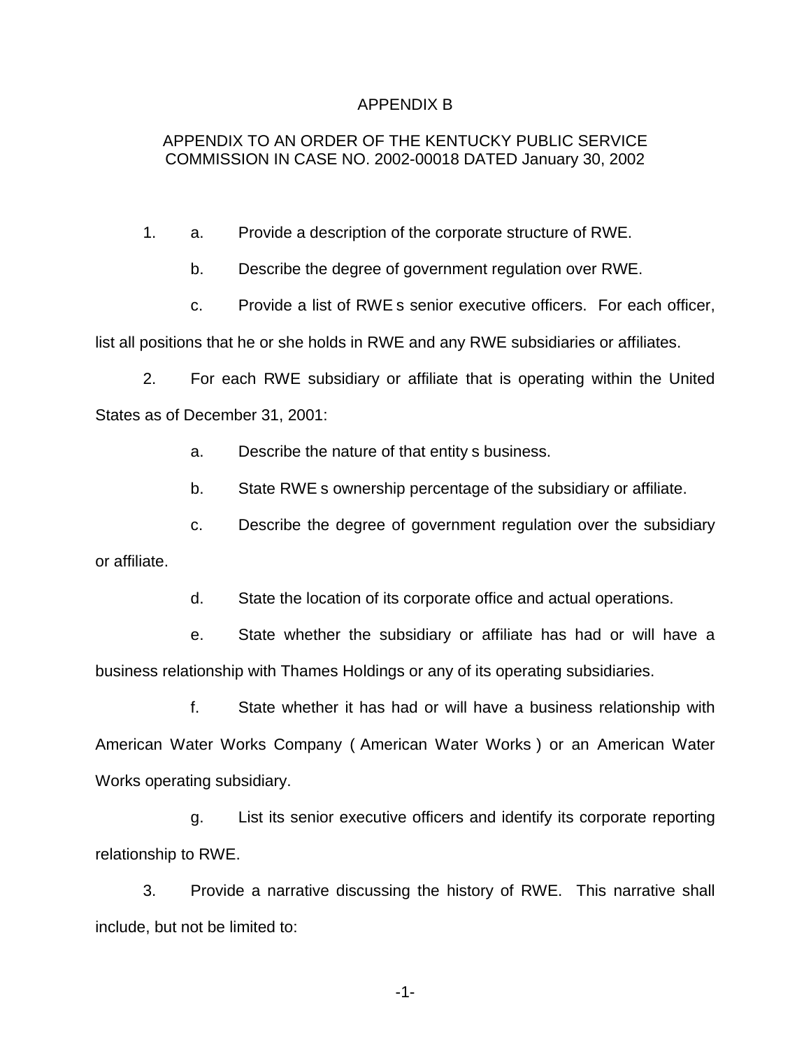APPENDIX B

APPENDIX TO AN ORDER OF THE KENTUCKY PUBLIC SERVICE COMMISSION IN CASE NO. 2002-00018 DATED January 30, 2002

1. a. Provide a description of the corporate structure of RWE.

   b. Describe the degree of government regulation over RWE.

   c. Provide a list of RWE s senior executive officers. For each officer, list all positions that he or she holds in RWE and any RWE subsidiaries or affiliates.

2. For each RWE subsidiary or affiliate that is operating within the United States as of December 31, 2001:

   a. Describe the nature of that entity s business.

   b. State RWE s ownership percentage of the subsidiary or affiliate.

   c. Describe the degree of government regulation over the subsidiary or affiliate.

   d. State the location of its corporate office and actual operations.

   e. State whether the subsidiary or affiliate has had or will have a business relationship with Thames Holdings or any of its operating subsidiaries.

   f. State whether it has had or will have a business relationship with American Water Works Company ( American Water Works ) or an American Water Works operating subsidiary.

   g. List its senior executive officers and identify its corporate reporting relationship to RWE.

3. Provide a narrative discussing the history of RWE. This narrative shall include, but not be limited to: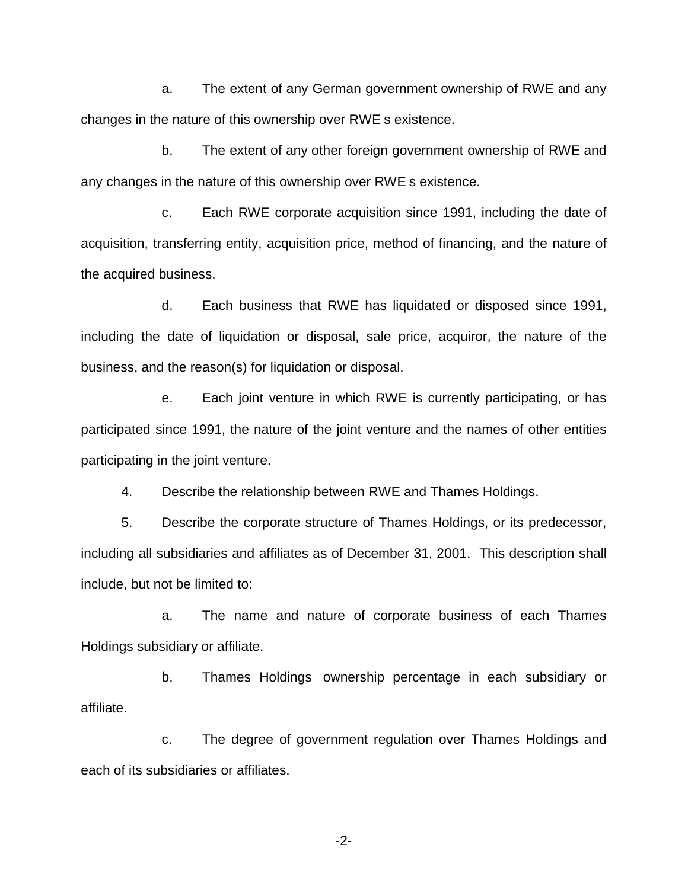a. The extent of any German government ownership of RWE and any changes in the nature of this ownership over RWE s existence.

b. The extent of any other foreign government ownership of RWE and any changes in the nature of this ownership over RWE s existence.

c. Each RWE corporate acquisition since 1991, including the date of acquisition, transferring entity, acquisition price, method of financing, and the nature of the acquired business.

d. Each business that RWE has liquidated or disposed since 1991, including the date of liquidation or disposal, sale price, acquiror, the nature of the business, and the reason(s) for liquidation or disposal.

e. Each joint venture in which RWE is currently participating, or has participated since 1991, the nature of the joint venture and the names of other entities participating in the joint venture.

4. Describe the relationship between RWE and Thames Holdings.

5. Describe the corporate structure of Thames Holdings, or its predecessor, including all subsidiaries and affiliates as of December 31, 2001. This description shall include, but not be limited to:

a. The name and nature of corporate business of each Thames Holdings subsidiary or affiliate.

b. Thames Holdings ownership percentage in each subsidiary or affiliate.

c. The degree of government regulation over Thames Holdings and each of its subsidiaries or affiliates.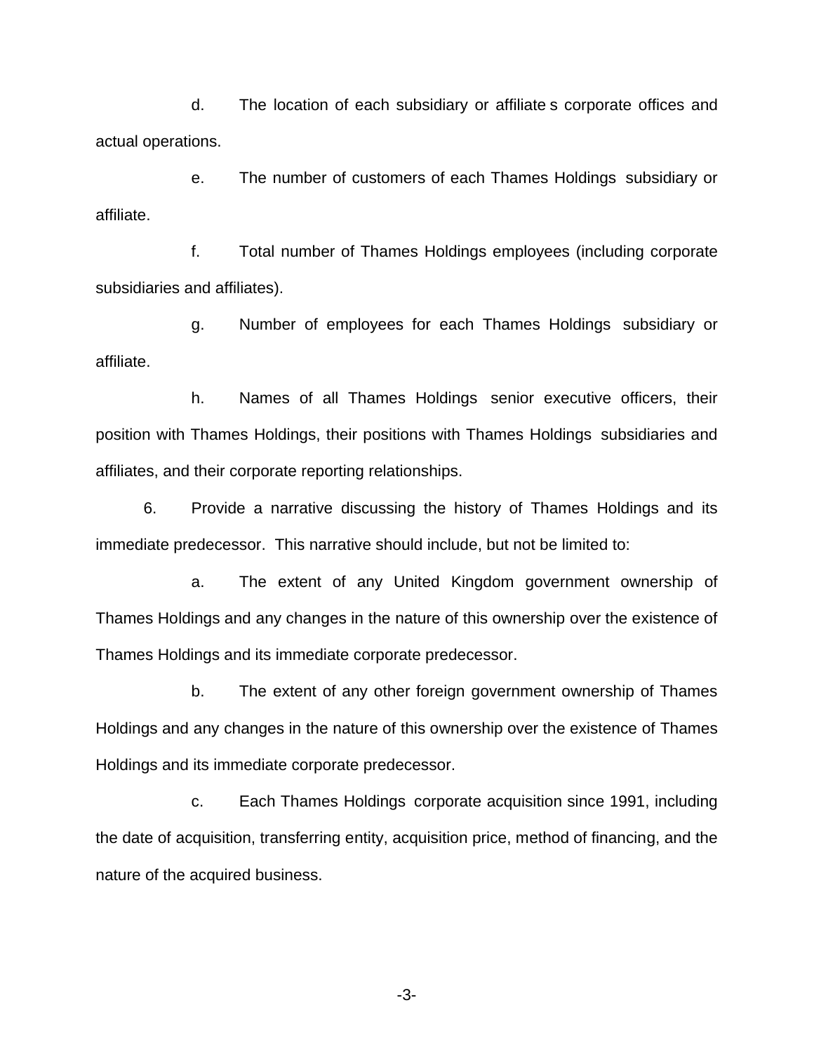d. The location of each subsidiary or affiliate s corporate offices and actual operations.

e. The number of customers of each Thames Holdings subsidiary or affiliate.

f. Total number of Thames Holdings employees (including corporate subsidiaries and affiliates).

g. Number of employees for each Thames Holdings subsidiary or affiliate.

h. Names of all Thames Holdings senior executive officers, their position with Thames Holdings, their positions with Thames Holdings subsidiaries and affiliates, and their corporate reporting relationships.

6. Provide a narrative discussing the history of Thames Holdings and its immediate predecessor. This narrative should include, but not be limited to:

a. The extent of any United Kingdom government ownership of Thames Holdings and any changes in the nature of this ownership over the existence of Thames Holdings and its immediate corporate predecessor.

b. The extent of any other foreign government ownership of Thames Holdings and any changes in the nature of this ownership over the existence of Thames Holdings and its immediate corporate predecessor.

c. Each Thames Holdings corporate acquisition since 1991, including the date of acquisition, transferring entity, acquisition price, method of financing, and the nature of the acquired business.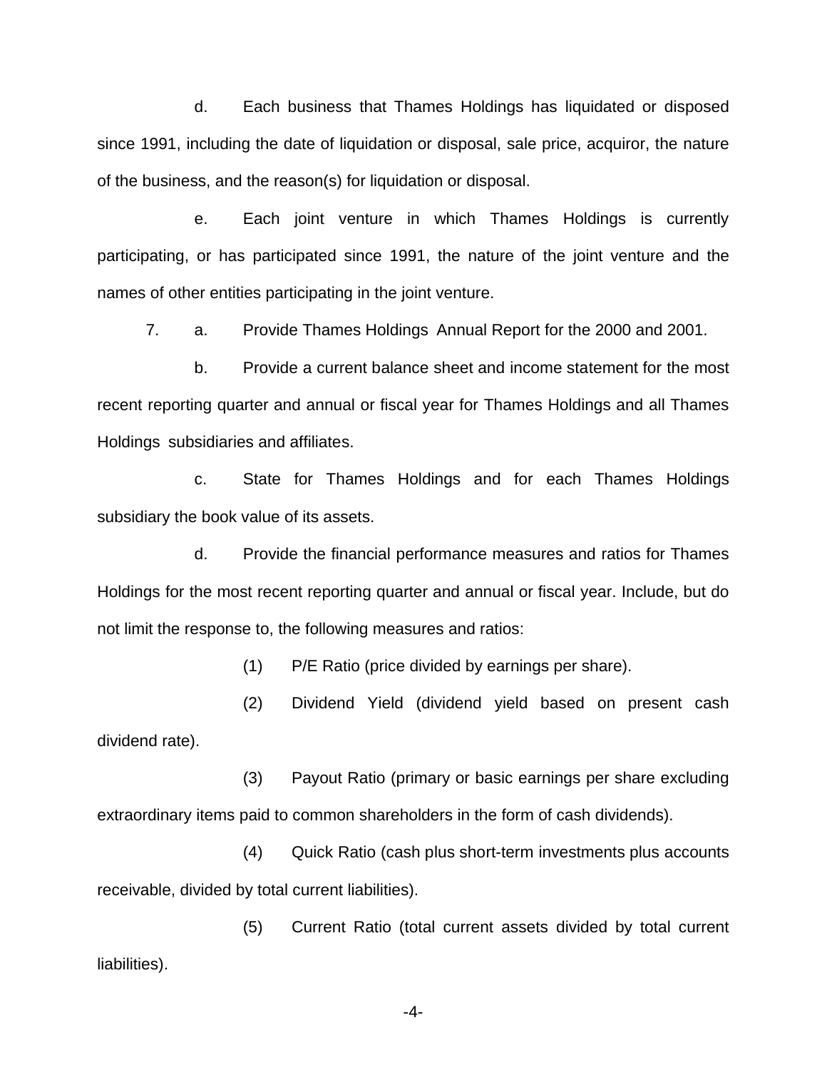d. Each business that Thames Holdings has liquidated or disposed since 1991, including the date of liquidation or disposal, sale price, acquiror, the nature of the business, and the reason(s) for liquidation or disposal.

e. Each joint venture in which Thames Holdings is currently participating, or has participated since 1991, the nature of the joint venture and the names of other entities participating in the joint venture.

7. a. Provide Thames Holdings Annual Report for the 2000 and 2001.

b. Provide a current balance sheet and income statement for the most recent reporting quarter and annual or fiscal year for Thames Holdings and all Thames Holdings subsidiaries and affiliates.

c. State for Thames Holdings and for each Thames Holdings subsidiary the book value of its assets.

d. Provide the financial performance measures and ratios for Thames Holdings for the most recent reporting quarter and annual or fiscal year. Include, but do not limit the response to, the following measures and ratios:

(1) P/E Ratio (price divided by earnings per share).

(2) Dividend Yield (dividend yield based on present cash dividend rate).

(3) Payout Ratio (primary or basic earnings per share excluding extraordinary items paid to common shareholders in the form of cash dividends).

(4) Quick Ratio (cash plus short-term investments plus accounts receivable, divided by total current liabilities).

(5) Current Ratio (total current assets divided by total current liabilities).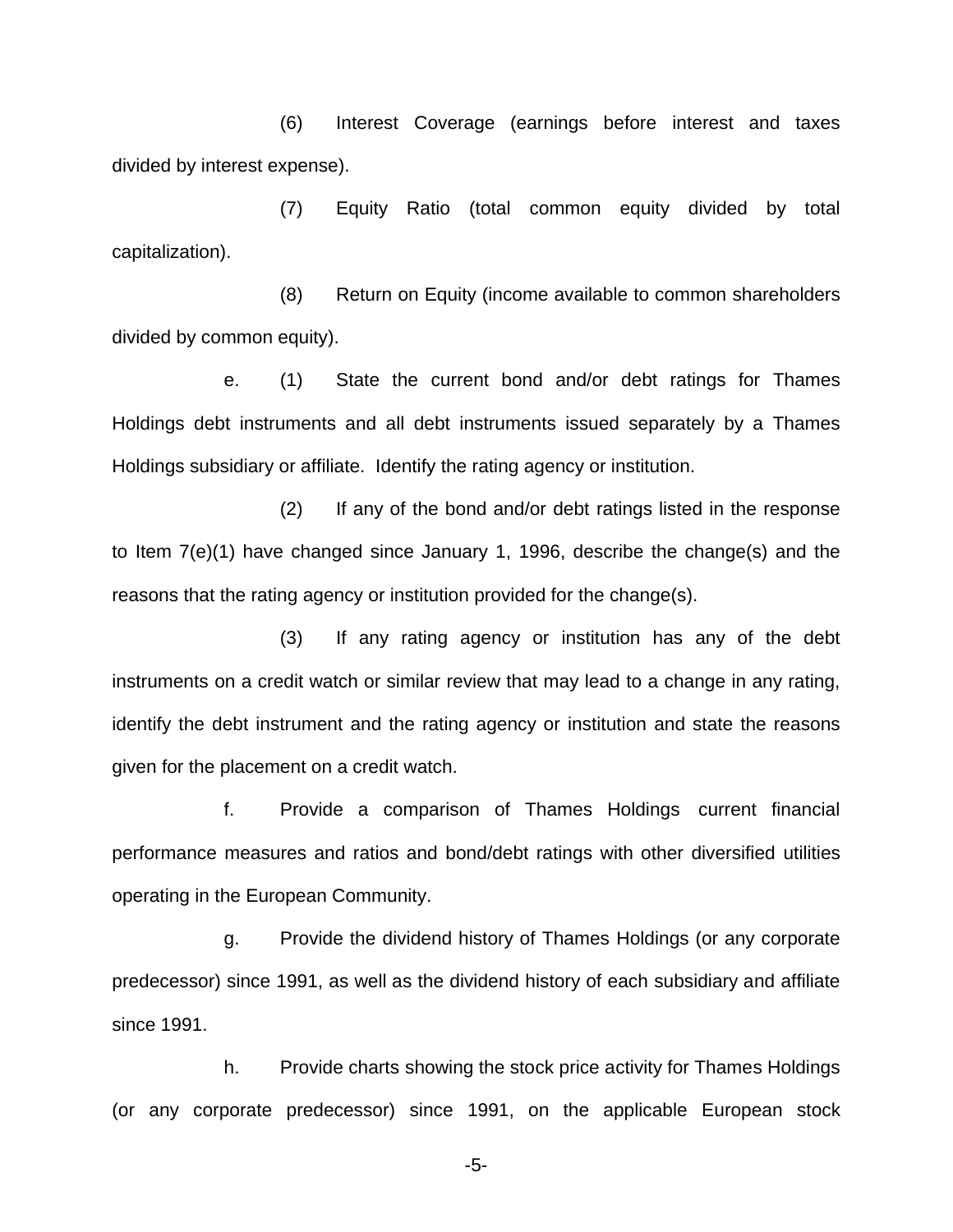(6) Interest Coverage (earnings before interest and taxes divided by interest expense).

(7) Equity Ratio (total common equity divided by total capitalization).

(8) Return on Equity (income available to common shareholders divided by common equity).

e. (1) State the current bond and/or debt ratings for Thames Holdings debt instruments and all debt instruments issued separately by a Thames Holdings subsidiary or affiliate. Identify the rating agency or institution.

(2) If any of the bond and/or debt ratings listed in the response to Item 7(e)(1) have changed since January 1, 1996, describe the change(s) and the reasons that the rating agency or institution provided for the change(s).

(3) If any rating agency or institution has any of the debt instruments on a credit watch or similar review that may lead to a change in any rating, identify the debt instrument and the rating agency or institution and state the reasons given for the placement on a credit watch.

f. Provide a comparison of Thames Holdings current financial performance measures and ratios and bond/debt ratings with other diversified utilities operating in the European Community.

g. Provide the dividend history of Thames Holdings (or any corporate predecessor) since 1991, as well as the dividend history of each subsidiary and affiliate since 1991.

h. Provide charts showing the stock price activity for Thames Holdings (or any corporate predecessor) since 1991, on the applicable European stock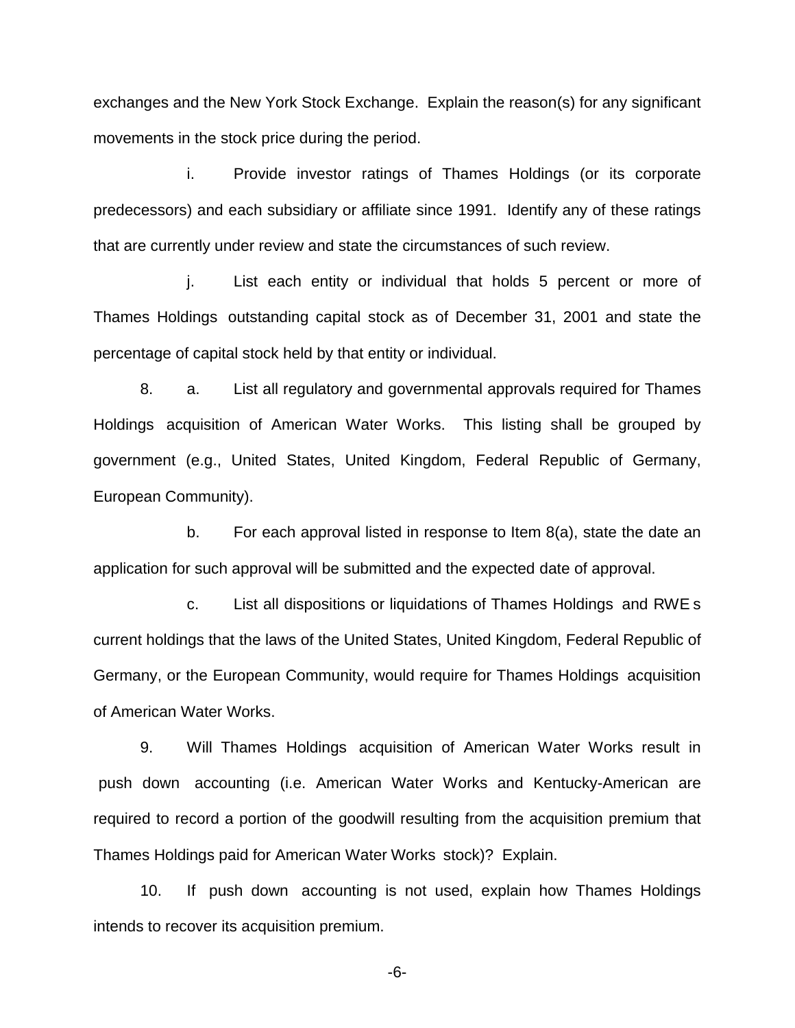exchanges and the New York Stock Exchange. Explain the reason(s) for any significant movements in the stock price during the period.

i. Provide investor ratings of Thames Holdings (or its corporate predecessors) and each subsidiary or affiliate since 1991. Identify any of these ratings that are currently under review and state the circumstances of such review.

j. List each entity or individual that holds 5 percent or more of Thames Holdings outstanding capital stock as of December 31, 2001 and state the percentage of capital stock held by that entity or individual.

8. a. List all regulatory and governmental approvals required for Thames Holdings acquisition of American Water Works. This listing shall be grouped by government (e.g., United States, United Kingdom, Federal Republic of Germany, European Community).

b. For each approval listed in response to Item 8(a), state the date an application for such approval will be submitted and the expected date of approval.

c. List all dispositions or liquidations of Thames Holdings and RWE s current holdings that the laws of the United States, United Kingdom, Federal Republic of Germany, or the European Community, would require for Thames Holdings acquisition of American Water Works.

9. Will Thames Holdings acquisition of American Water Works result in push down accounting (i.e. American Water Works and Kentucky-American are required to record a portion of the goodwill resulting from the acquisition premium that Thames Holdings paid for American Water Works stock)? Explain.

10. If push down accounting is not used, explain how Thames Holdings intends to recover its acquisition premium.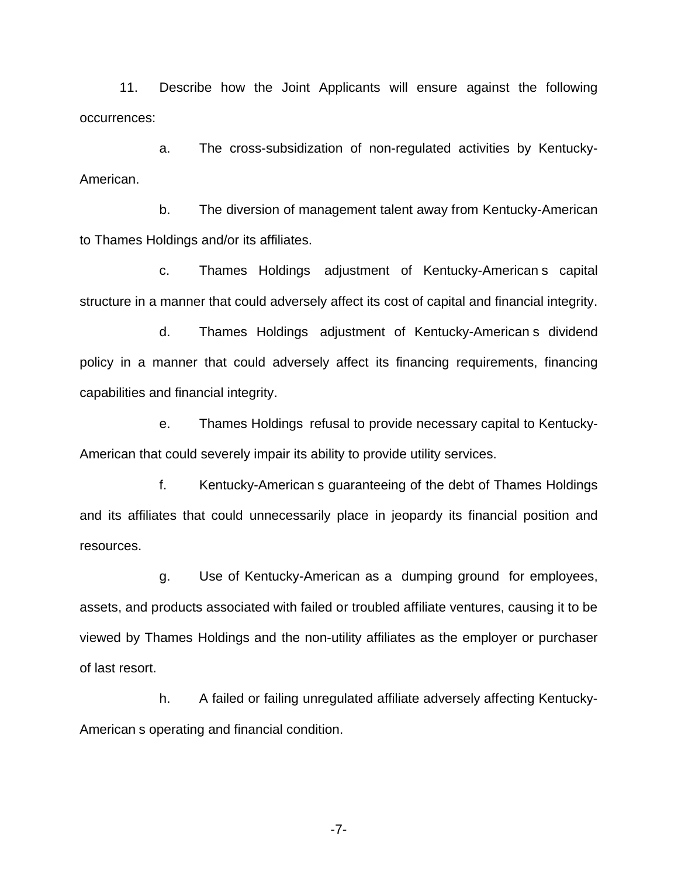11. Describe how the Joint Applicants will ensure against the following occurrences:

a. The cross-subsidization of non-regulated activities by Kentucky-American.

b. The diversion of management talent away from Kentucky-American to Thames Holdings and/or its affiliates.

c. Thames Holdings adjustment of Kentucky-American s capital structure in a manner that could adversely affect its cost of capital and financial integrity.

d. Thames Holdings adjustment of Kentucky-American s dividend policy in a manner that could adversely affect its financing requirements, financing capabilities and financial integrity.

e. Thames Holdings refusal to provide necessary capital to Kentucky-American that could severely impair its ability to provide utility services.

f. Kentucky-American s guaranteeing of the debt of Thames Holdings and its affiliates that could unnecessarily place in jeopardy its financial position and resources.

g. Use of Kentucky-American as a dumping ground for employees, assets, and products associated with failed or troubled affiliate ventures, causing it to be viewed by Thames Holdings and the non-utility affiliates as the employer or purchaser of last resort.

h. A failed or failing unregulated affiliate adversely affecting Kentucky-American s operating and financial condition.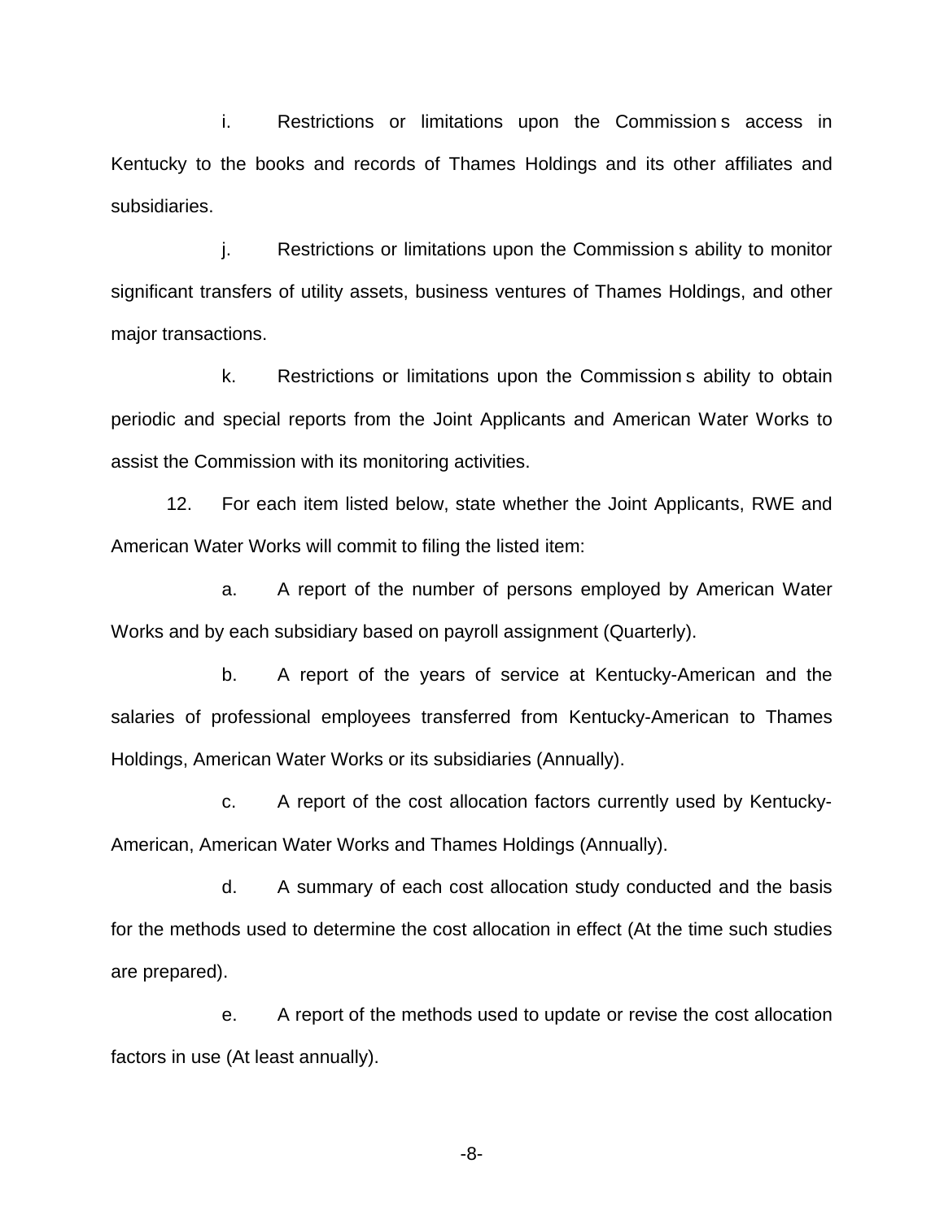i. Restrictions or limitations upon the Commission s access in Kentucky to the books and records of Thames Holdings and its other affiliates and subsidiaries.

j. Restrictions or limitations upon the Commission s ability to monitor significant transfers of utility assets, business ventures of Thames Holdings, and other major transactions.

k. Restrictions or limitations upon the Commission s ability to obtain periodic and special reports from the Joint Applicants and American Water Works to assist the Commission with its monitoring activities.

12. For each item listed below, state whether the Joint Applicants, RWE and American Water Works will commit to filing the listed item:

a. A report of the number of persons employed by American Water Works and by each subsidiary based on payroll assignment (Quarterly).

b. A report of the years of service at Kentucky-American and the salaries of professional employees transferred from Kentucky-American to Thames Holdings, American Water Works or its subsidiaries (Annually).

c. A report of the cost allocation factors currently used by Kentucky-American, American Water Works and Thames Holdings (Annually).

d. A summary of each cost allocation study conducted and the basis for the methods used to determine the cost allocation in effect (At the time such studies are prepared).

e. A report of the methods used to update or revise the cost allocation factors in use (At least annually).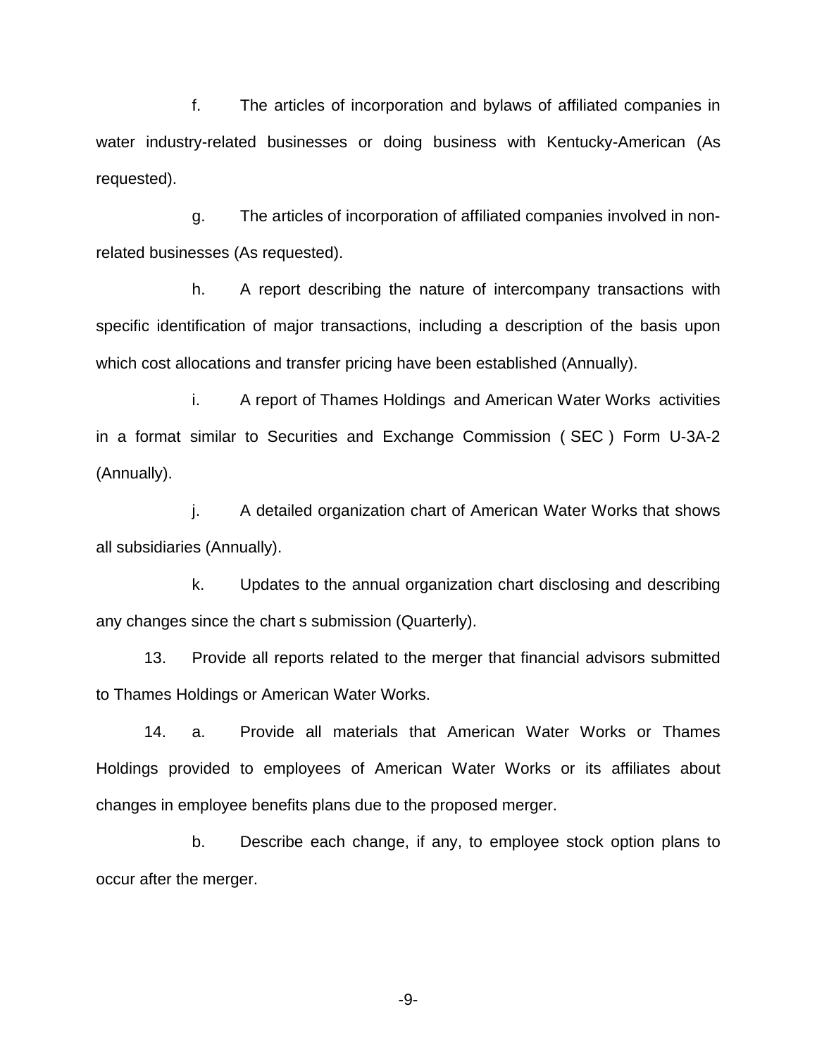f. The articles of incorporation and bylaws of affiliated companies in water industry-related businesses or doing business with Kentucky-American (As requested).

g. The articles of incorporation of affiliated companies involved in non-related businesses (As requested).

h. A report describing the nature of intercompany transactions with specific identification of major transactions, including a description of the basis upon which cost allocations and transfer pricing have been established (Annually).

i. A report of Thames Holdings and American Water Works activities in a format similar to Securities and Exchange Commission ( SEC ) Form U-3A-2 (Annually).

j. A detailed organization chart of American Water Works that shows all subsidiaries (Annually).

k. Updates to the annual organization chart disclosing and describing any changes since the chart s submission (Quarterly).

13. Provide all reports related to the merger that financial advisors submitted to Thames Holdings or American Water Works.

14. a. Provide all materials that American Water Works or Thames Holdings provided to employees of American Water Works or its affiliates about changes in employee benefits plans due to the proposed merger.

b. Describe each change, if any, to employee stock option plans to occur after the merger.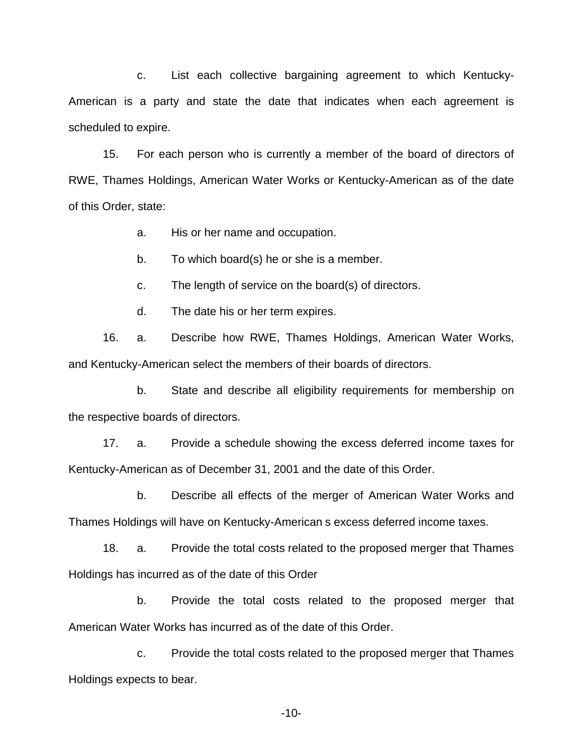c. List each collective bargaining agreement to which Kentucky-American is a party and state the date that indicates when each agreement is scheduled to expire.

15. For each person who is currently a member of the board of directors of RWE, Thames Holdings, American Water Works or Kentucky-American as of the date of this Order, state:

a. His or her name and occupation.

b. To which board(s) he or she is a member.

c. The length of service on the board(s) of directors.

d. The date his or her term expires.

16. a. Describe how RWE, Thames Holdings, American Water Works, and Kentucky-American select the members of their boards of directors.

b. State and describe all eligibility requirements for membership on the respective boards of directors.

17. a. Provide a schedule showing the excess deferred income taxes for Kentucky-American as of December 31, 2001 and the date of this Order.

b. Describe all effects of the merger of American Water Works and Thames Holdings will have on Kentucky-American s excess deferred income taxes.

18. a. Provide the total costs related to the proposed merger that Thames Holdings has incurred as of the date of this Order

b. Provide the total costs related to the proposed merger that American Water Works has incurred as of the date of this Order.

c. Provide the total costs related to the proposed merger that Thames Holdings expects to bear.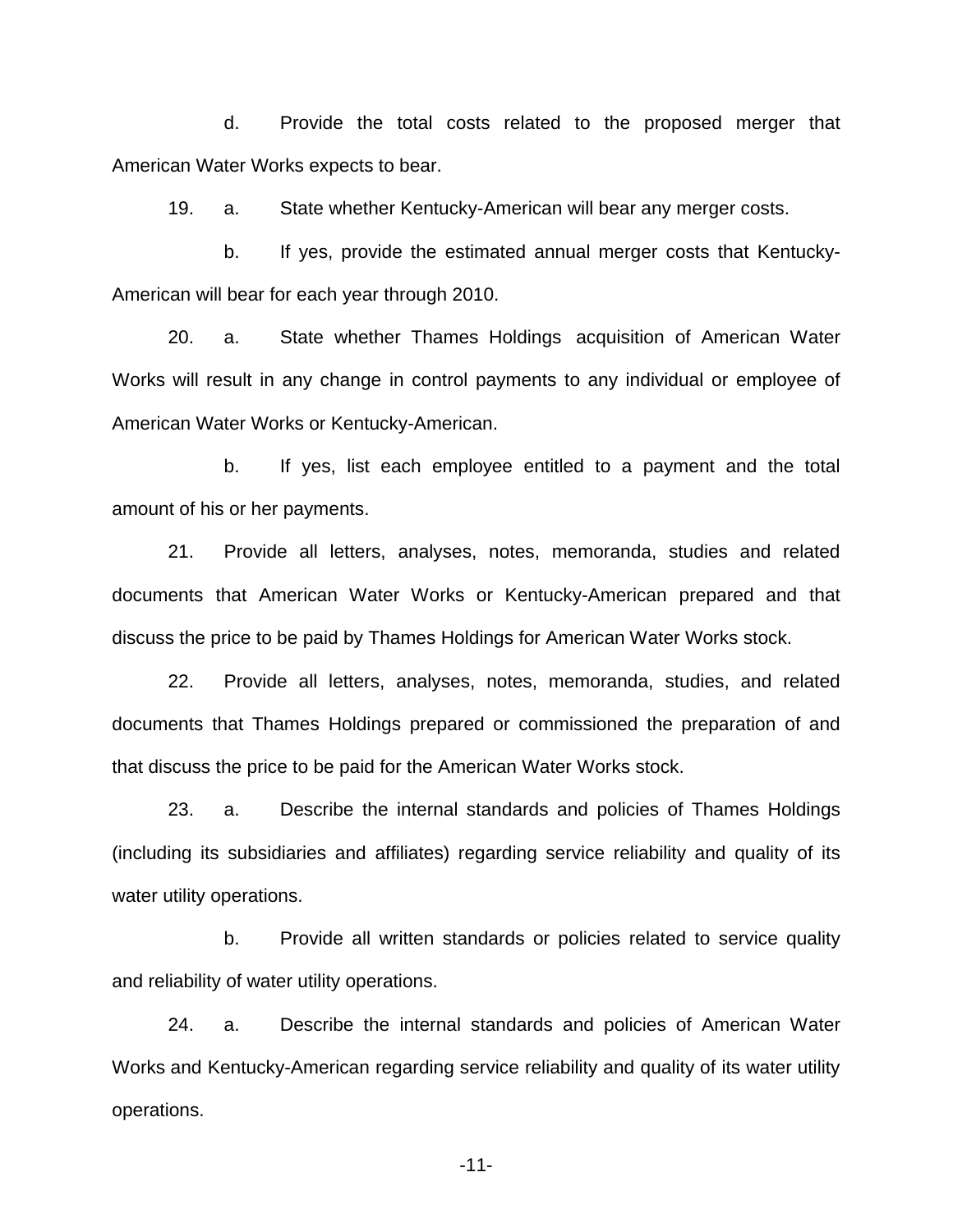d. Provide the total costs related to the proposed merger that American Water Works expects to bear.

19. a. State whether Kentucky-American will bear any merger costs.

b. If yes, provide the estimated annual merger costs that Kentucky-American will bear for each year through 2010.

20. a. State whether Thames Holdings acquisition of American Water Works will result in any change in control payments to any individual or employee of American Water Works or Kentucky-American.

b. If yes, list each employee entitled to a payment and the total amount of his or her payments.

21. Provide all letters, analyses, notes, memoranda, studies and related documents that American Water Works or Kentucky-American prepared and that discuss the price to be paid by Thames Holdings for American Water Works stock.

22. Provide all letters, analyses, notes, memoranda, studies, and related documents that Thames Holdings prepared or commissioned the preparation of and that discuss the price to be paid for the American Water Works stock.

23. a. Describe the internal standards and policies of Thames Holdings (including its subsidiaries and affiliates) regarding service reliability and quality of its water utility operations.

b. Provide all written standards or policies related to service quality and reliability of water utility operations.

24. a. Describe the internal standards and policies of American Water Works and Kentucky-American regarding service reliability and quality of its water utility operations.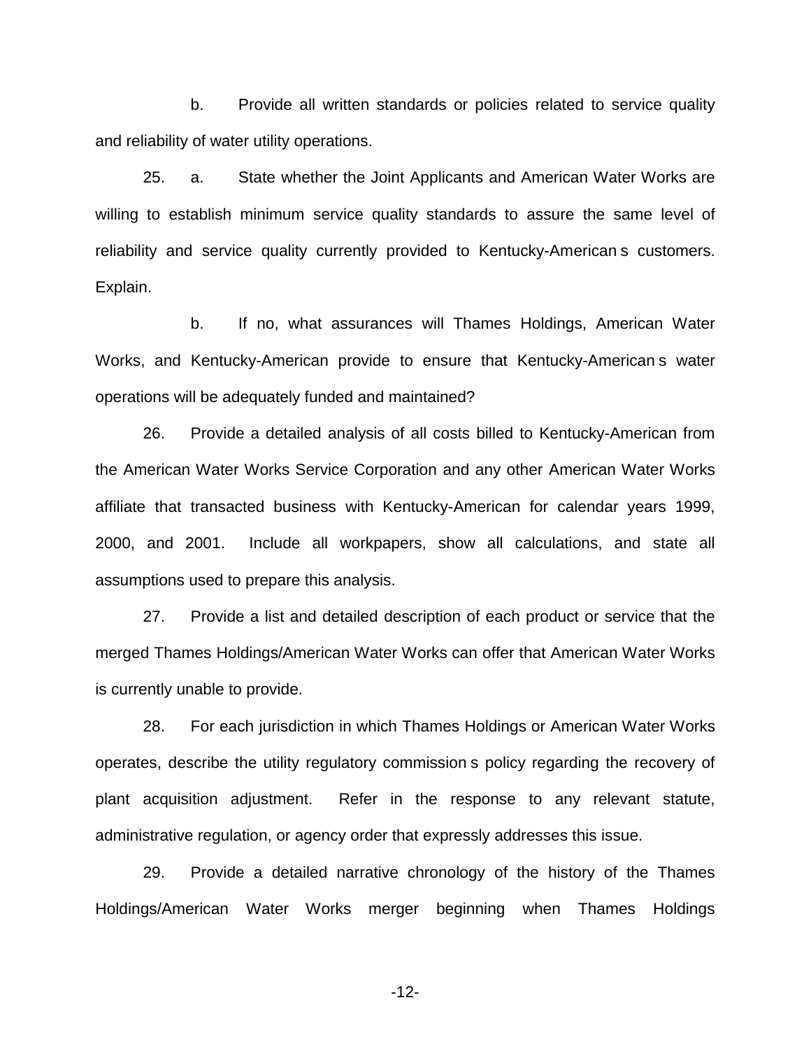b. Provide all written standards or policies related to service quality and reliability of water utility operations.

25. a. State whether the Joint Applicants and American Water Works are willing to establish minimum service quality standards to assure the same level of reliability and service quality currently provided to Kentucky-American s customers. Explain.

b. If no, what assurances will Thames Holdings, American Water Works, and Kentucky-American provide to ensure that Kentucky-American s water operations will be adequately funded and maintained?

26. Provide a detailed analysis of all costs billed to Kentucky-American from the American Water Works Service Corporation and any other American Water Works affiliate that transacted business with Kentucky-American for calendar years 1999, 2000, and 2001. Include all workpapers, show all calculations, and state all assumptions used to prepare this analysis.

27. Provide a list and detailed description of each product or service that the merged Thames Holdings/American Water Works can offer that American Water Works is currently unable to provide.

28. For each jurisdiction in which Thames Holdings or American Water Works operates, describe the utility regulatory commission s policy regarding the recovery of plant acquisition adjustment. Refer in the response to any relevant statute, administrative regulation, or agency order that expressly addresses this issue.

29. Provide a detailed narrative chronology of the history of the Thames Holdings/American Water Works merger beginning when Thames Holdings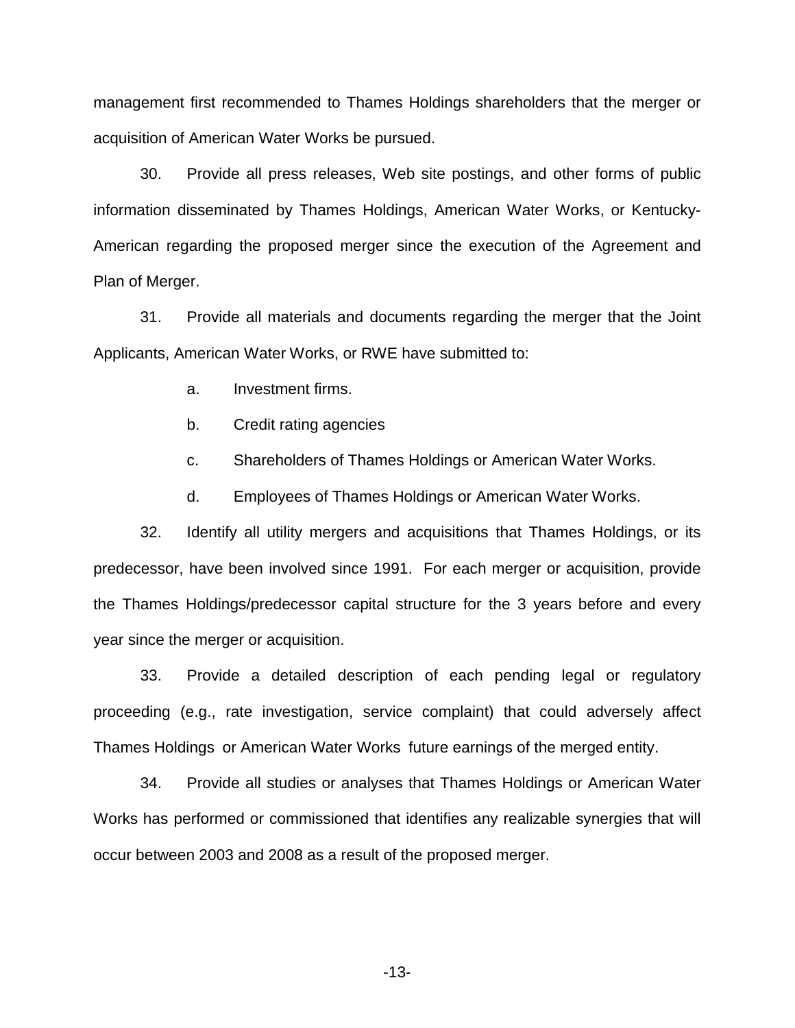management first recommended to Thames Holdings shareholders that the merger or acquisition of American Water Works be pursued.

30. Provide all press releases, Web site postings, and other forms of public information disseminated by Thames Holdings, American Water Works, or Kentucky-American regarding the proposed merger since the execution of the Agreement and Plan of Merger.

31. Provide all materials and documents regarding the merger that the Joint Applicants, American Water Works, or RWE have submitted to:

a. Investment firms.

b. Credit rating agencies

c. Shareholders of Thames Holdings or American Water Works.

d. Employees of Thames Holdings or American Water Works.

32. Identify all utility mergers and acquisitions that Thames Holdings, or its predecessor, have been involved since 1991. For each merger or acquisition, provide the Thames Holdings/predecessor capital structure for the 3 years before and every year since the merger or acquisition.

33. Provide a detailed description of each pending legal or regulatory proceeding (e.g., rate investigation, service complaint) that could adversely affect Thames Holdings or American Water Works future earnings of the merged entity.

34. Provide all studies or analyses that Thames Holdings or American Water Works has performed or commissioned that identifies any realizable synergies that will occur between 2003 and 2008 as a result of the proposed merger.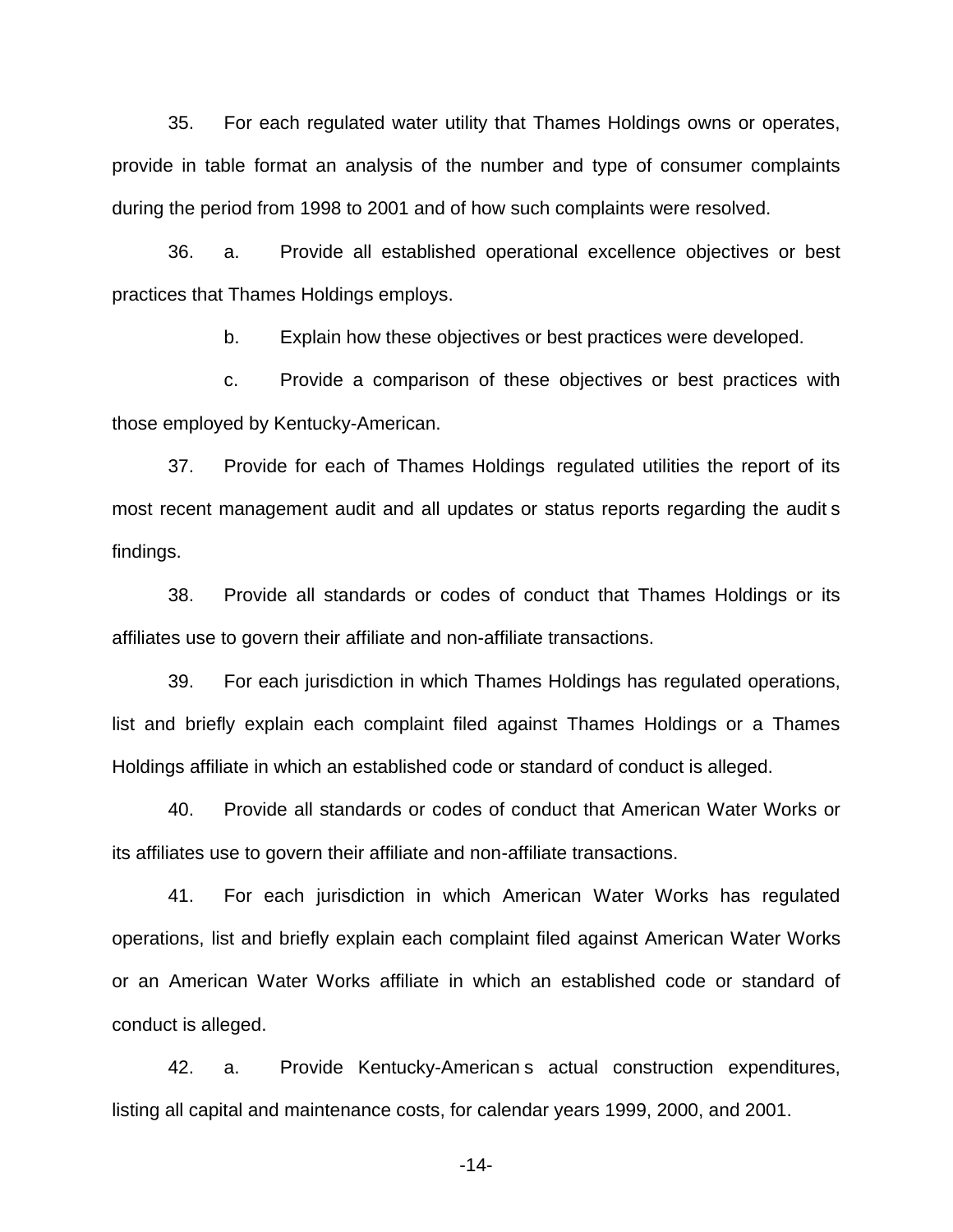35. For each regulated water utility that Thames Holdings owns or operates, provide in table format an analysis of the number and type of consumer complaints during the period from 1998 to 2001 and of how such complaints were resolved.

36. a. Provide all established operational excellence objectives or best practices that Thames Holdings employs.

b. Explain how these objectives or best practices were developed.

c. Provide a comparison of these objectives or best practices with those employed by Kentucky-American.

37. Provide for each of Thames Holdings regulated utilities the report of its most recent management audit and all updates or status reports regarding the audit s findings.

38. Provide all standards or codes of conduct that Thames Holdings or its affiliates use to govern their affiliate and non-affiliate transactions.

39. For each jurisdiction in which Thames Holdings has regulated operations, list and briefly explain each complaint filed against Thames Holdings or a Thames Holdings affiliate in which an established code or standard of conduct is alleged.

40. Provide all standards or codes of conduct that American Water Works or its affiliates use to govern their affiliate and non-affiliate transactions.

41. For each jurisdiction in which American Water Works has regulated operations, list and briefly explain each complaint filed against American Water Works or an American Water Works affiliate in which an established code or standard of conduct is alleged.

42. a. Provide Kentucky-American s actual construction expenditures, listing all capital and maintenance costs, for calendar years 1999, 2000, and 2001.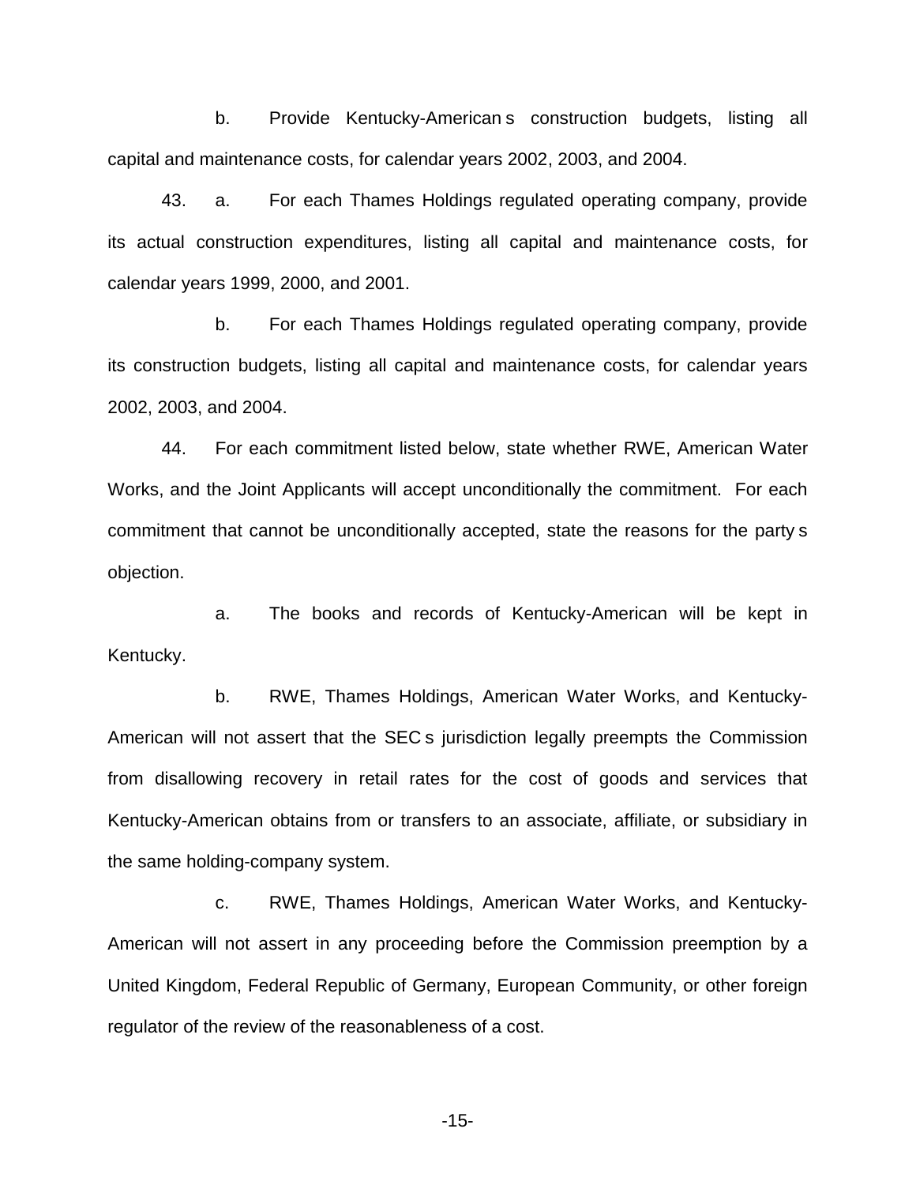b. Provide Kentucky-American s construction budgets, listing all capital and maintenance costs, for calendar years 2002, 2003, and 2004.

43. a. For each Thames Holdings regulated operating company, provide its actual construction expenditures, listing all capital and maintenance costs, for calendar years 1999, 2000, and 2001.

b. For each Thames Holdings regulated operating company, provide its construction budgets, listing all capital and maintenance costs, for calendar years 2002, 2003, and 2004.

44. For each commitment listed below, state whether RWE, American Water Works, and the Joint Applicants will accept unconditionally the commitment. For each commitment that cannot be unconditionally accepted, state the reasons for the party s objection.

a. The books and records of Kentucky-American will be kept in Kentucky.

b. RWE, Thames Holdings, American Water Works, and Kentucky-American will not assert that the SEC s jurisdiction legally preempts the Commission from disallowing recovery in retail rates for the cost of goods and services that Kentucky-American obtains from or transfers to an associate, affiliate, or subsidiary in the same holding-company system.

c. RWE, Thames Holdings, American Water Works, and Kentucky-American will not assert in any proceeding before the Commission preemption by a United Kingdom, Federal Republic of Germany, European Community, or other foreign regulator of the review of the reasonableness of a cost.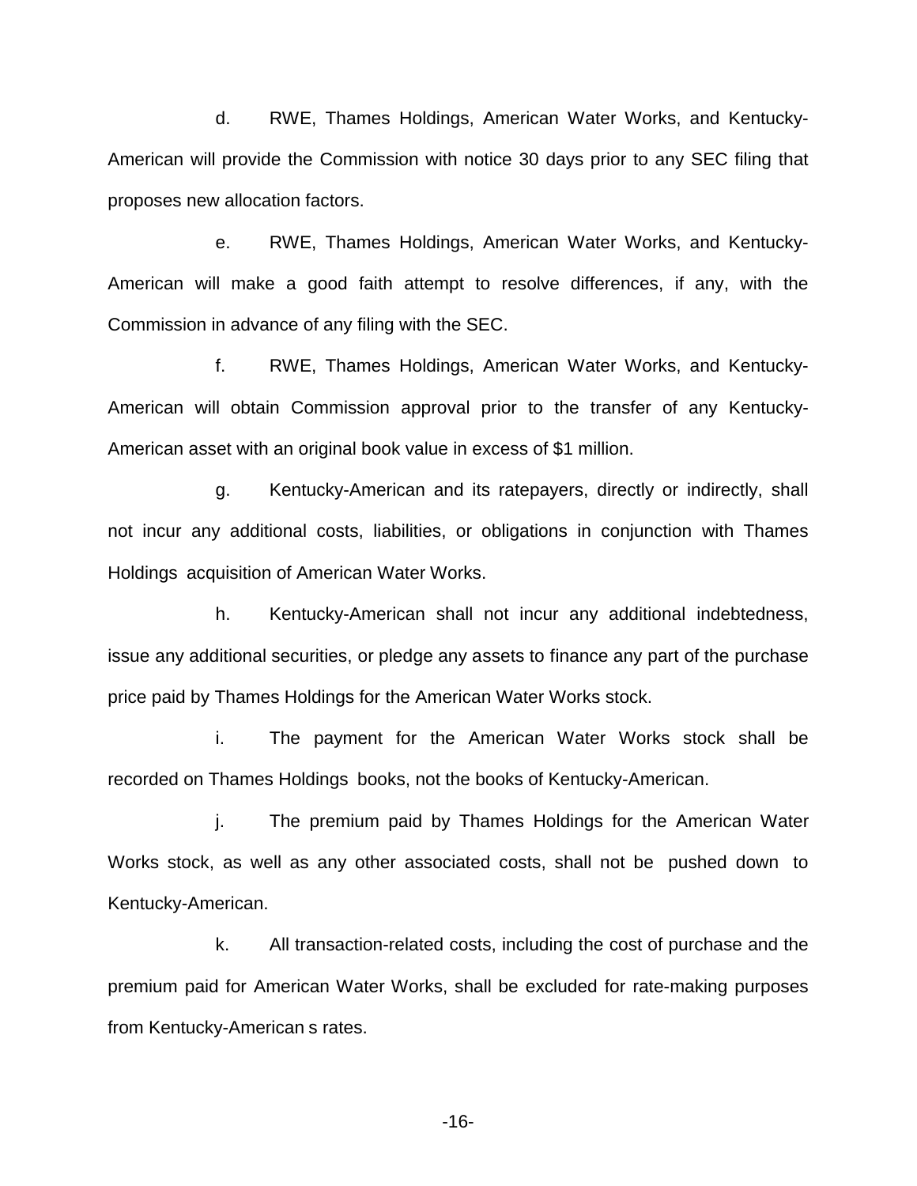d. RWE, Thames Holdings, American Water Works, and Kentucky-American will provide the Commission with notice 30 days prior to any SEC filing that proposes new allocation factors.

e. RWE, Thames Holdings, American Water Works, and Kentucky-American will make a good faith attempt to resolve differences, if any, with the Commission in advance of any filing with the SEC.

f. RWE, Thames Holdings, American Water Works, and Kentucky-American will obtain Commission approval prior to the transfer of any Kentucky-American asset with an original book value in excess of $1 million.

g. Kentucky-American and its ratepayers, directly or indirectly, shall not incur any additional costs, liabilities, or obligations in conjunction with Thames Holdings acquisition of American Water Works.

h. Kentucky-American shall not incur any additional indebtedness, issue any additional securities, or pledge any assets to finance any part of the purchase price paid by Thames Holdings for the American Water Works stock.

i. The payment for the American Water Works stock shall be recorded on Thames Holdings books, not the books of Kentucky-American.

j. The premium paid by Thames Holdings for the American Water Works stock, as well as any other associated costs, shall not be pushed down to Kentucky-American.

k. All transaction-related costs, including the cost of purchase and the premium paid for American Water Works, shall be excluded for rate-making purposes from Kentucky-American s rates.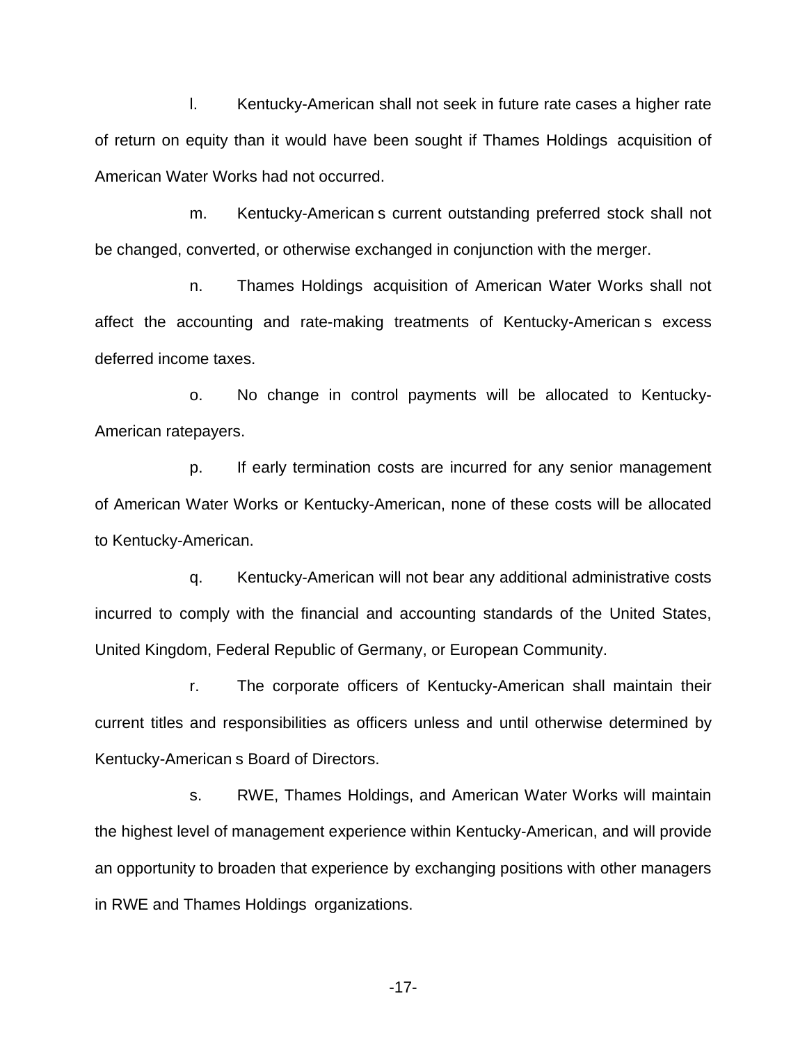l. Kentucky-American shall not seek in future rate cases a higher rate of return on equity than it would have been sought if Thames Holdings acquisition of American Water Works had not occurred.

m. Kentucky-American s current outstanding preferred stock shall not be changed, converted, or otherwise exchanged in conjunction with the merger.

n. Thames Holdings acquisition of American Water Works shall not affect the accounting and rate-making treatments of Kentucky-American s excess deferred income taxes.

o. No change in control payments will be allocated to Kentucky-American ratepayers.

p. If early termination costs are incurred for any senior management of American Water Works or Kentucky-American, none of these costs will be allocated to Kentucky-American.

q. Kentucky-American will not bear any additional administrative costs incurred to comply with the financial and accounting standards of the United States, United Kingdom, Federal Republic of Germany, or European Community.

r. The corporate officers of Kentucky-American shall maintain their current titles and responsibilities as officers unless and until otherwise determined by Kentucky-American s Board of Directors.

s. RWE, Thames Holdings, and American Water Works will maintain the highest level of management experience within Kentucky-American, and will provide an opportunity to broaden that experience by exchanging positions with other managers in RWE and Thames Holdings organizations.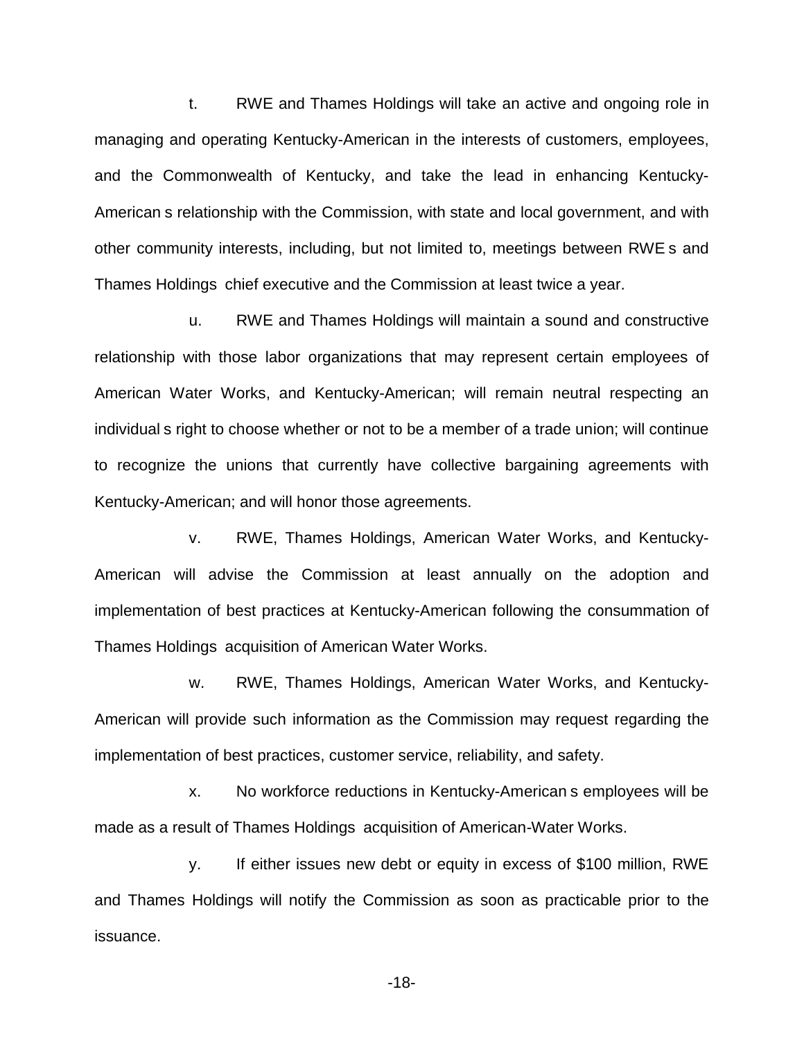t. RWE and Thames Holdings will take an active and ongoing role in managing and operating Kentucky-American in the interests of customers, employees, and the Commonwealth of Kentucky, and take the lead in enhancing Kentucky-American s relationship with the Commission, with state and local government, and with other community interests, including, but not limited to, meetings between RWE s and Thames Holdings chief executive and the Commission at least twice a year.

u. RWE and Thames Holdings will maintain a sound and constructive relationship with those labor organizations that may represent certain employees of American Water Works, and Kentucky-American; will remain neutral respecting an individual s right to choose whether or not to be a member of a trade union; will continue to recognize the unions that currently have collective bargaining agreements with Kentucky-American; and will honor those agreements.

v. RWE, Thames Holdings, American Water Works, and Kentucky-American will advise the Commission at least annually on the adoption and implementation of best practices at Kentucky-American following the consummation of Thames Holdings acquisition of American Water Works.

w. RWE, Thames Holdings, American Water Works, and Kentucky-American will provide such information as the Commission may request regarding the implementation of best practices, customer service, reliability, and safety.

x. No workforce reductions in Kentucky-American s employees will be made as a result of Thames Holdings acquisition of American-Water Works.

y. If either issues new debt or equity in excess of $100 million, RWE and Thames Holdings will notify the Commission as soon as practicable prior to the issuance.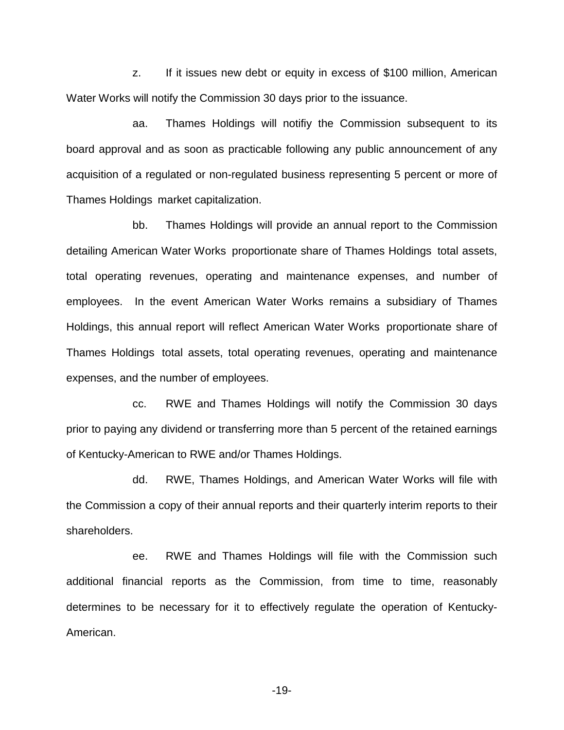z. If it issues new debt or equity in excess of $100 million, American Water Works will notify the Commission 30 days prior to the issuance.

aa. Thames Holdings will notifiy the Commission subsequent to its board approval and as soon as practicable following any public announcement of any acquisition of a regulated or non-regulated business representing 5 percent or more of Thames Holdings market capitalization.

bb. Thames Holdings will provide an annual report to the Commission detailing American Water Works proportionate share of Thames Holdings total assets, total operating revenues, operating and maintenance expenses, and number of employees. In the event American Water Works remains a subsidiary of Thames Holdings, this annual report will reflect American Water Works proportionate share of Thames Holdings total assets, total operating revenues, operating and maintenance expenses, and the number of employees.

cc. RWE and Thames Holdings will notify the Commission 30 days prior to paying any dividend or transferring more than 5 percent of the retained earnings of Kentucky-American to RWE and/or Thames Holdings.

dd. RWE, Thames Holdings, and American Water Works will file with the Commission a copy of their annual reports and their quarterly interim reports to their shareholders.

ee. RWE and Thames Holdings will file with the Commission such additional financial reports as the Commission, from time to time, reasonably determines to be necessary for it to effectively regulate the operation of Kentucky-American.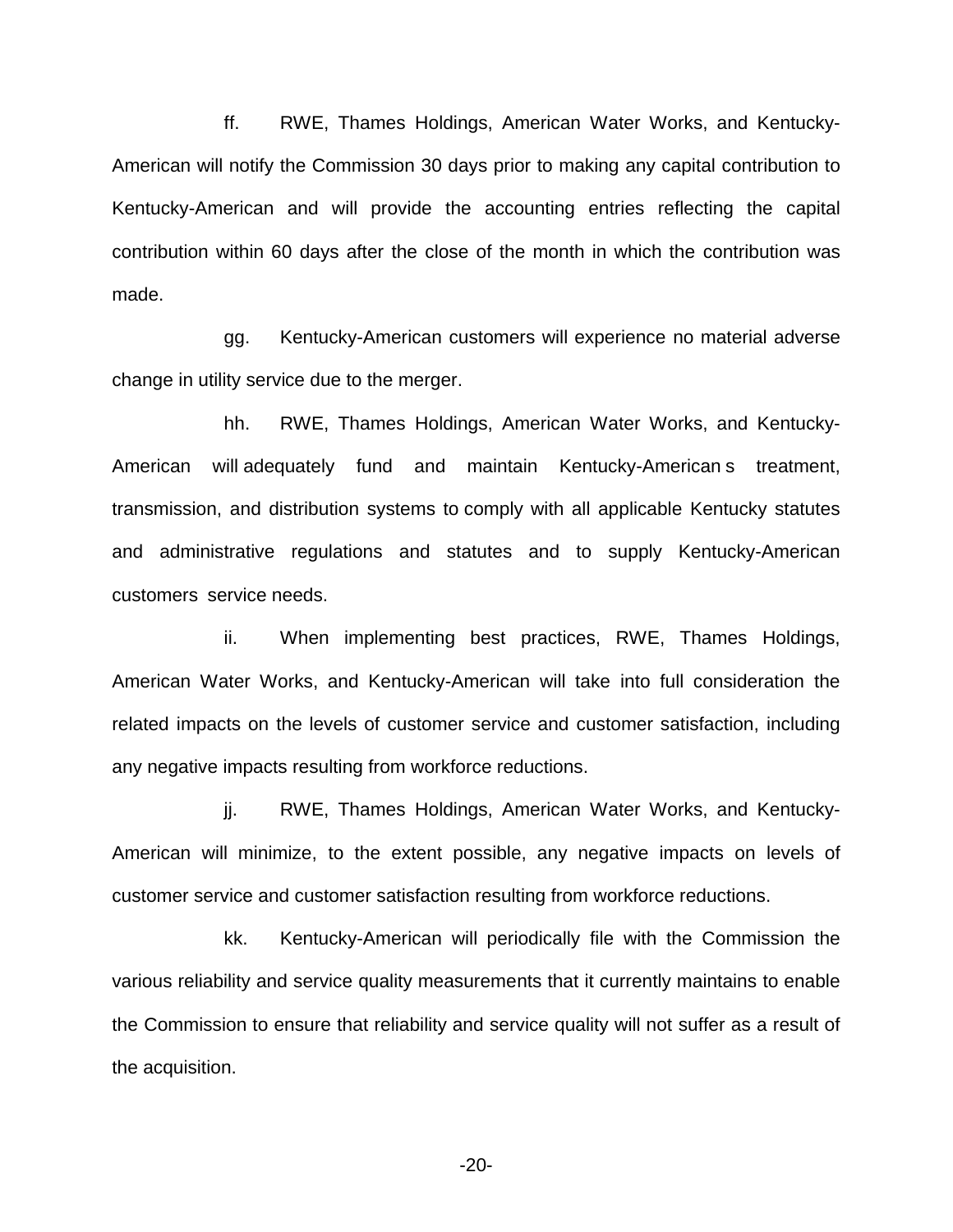ff. RWE, Thames Holdings, American Water Works, and Kentucky-American will notify the Commission 30 days prior to making any capital contribution to Kentucky-American and will provide the accounting entries reflecting the capital contribution within 60 days after the close of the month in which the contribution was made.

gg. Kentucky-American customers will experience no material adverse change in utility service due to the merger.

hh. RWE, Thames Holdings, American Water Works, and Kentucky-American will adequately fund and maintain Kentucky-American s treatment, transmission, and distribution systems to comply with all applicable Kentucky statutes and administrative regulations and statutes and to supply Kentucky-American customers service needs.

ii. When implementing best practices, RWE, Thames Holdings, American Water Works, and Kentucky-American will take into full consideration the related impacts on the levels of customer service and customer satisfaction, including any negative impacts resulting from workforce reductions.

jj. RWE, Thames Holdings, American Water Works, and Kentucky-American will minimize, to the extent possible, any negative impacts on levels of customer service and customer satisfaction resulting from workforce reductions.

kk. Kentucky-American will periodically file with the Commission the various reliability and service quality measurements that it currently maintains to enable the Commission to ensure that reliability and service quality will not suffer as a result of the acquisition.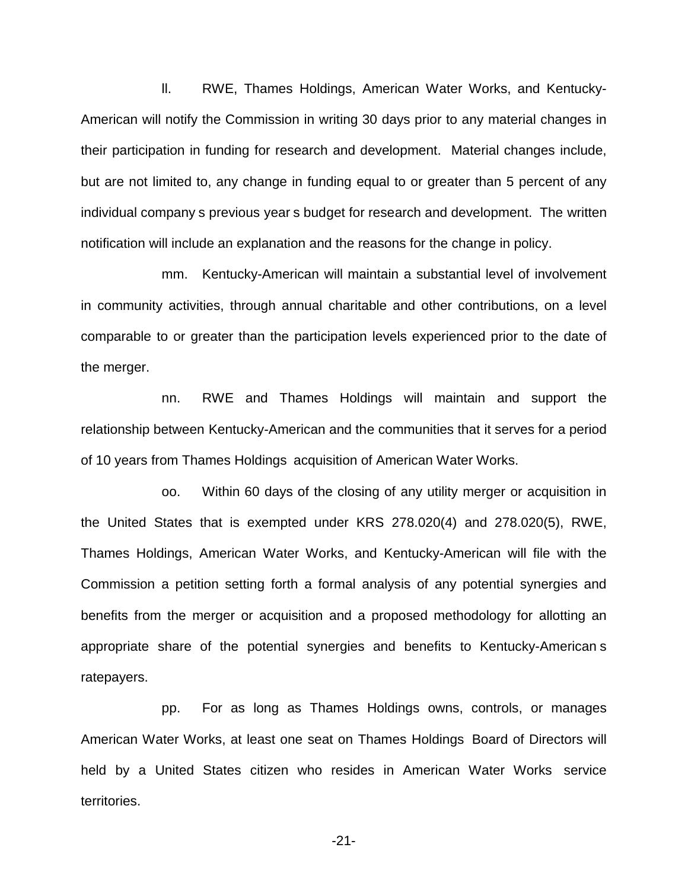ll. RWE, Thames Holdings, American Water Works, and Kentucky-American will notify the Commission in writing 30 days prior to any material changes in their participation in funding for research and development. Material changes include, but are not limited to, any change in funding equal to or greater than 5 percent of any individual company s previous year s budget for research and development. The written notification will include an explanation and the reasons for the change in policy.

mm. Kentucky-American will maintain a substantial level of involvement in community activities, through annual charitable and other contributions, on a level comparable to or greater than the participation levels experienced prior to the date of the merger.

nn. RWE and Thames Holdings will maintain and support the relationship between Kentucky-American and the communities that it serves for a period of 10 years from Thames Holdings acquisition of American Water Works.

oo. Within 60 days of the closing of any utility merger or acquisition in the United States that is exempted under KRS 278.020(4) and 278.020(5), RWE, Thames Holdings, American Water Works, and Kentucky-American will file with the Commission a petition setting forth a formal analysis of any potential synergies and benefits from the merger or acquisition and a proposed methodology for allotting an appropriate share of the potential synergies and benefits to Kentucky-American s ratepayers.

pp. For as long as Thames Holdings owns, controls, or manages American Water Works, at least one seat on Thames Holdings Board of Directors will held by a United States citizen who resides in American Water Works service territories.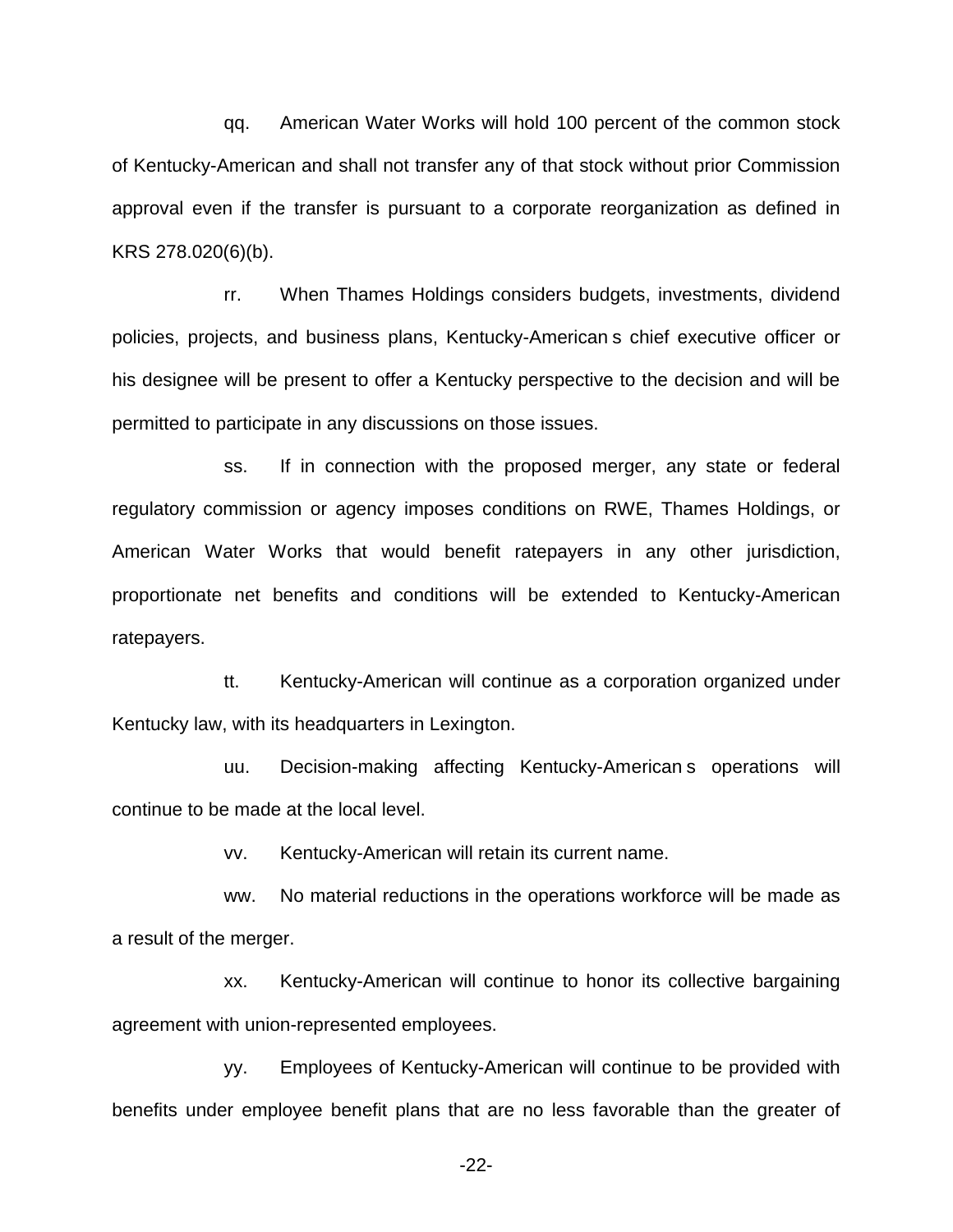qq. American Water Works will hold 100 percent of the common stock of Kentucky-American and shall not transfer any of that stock without prior Commission approval even if the transfer is pursuant to a corporate reorganization as defined in KRS 278.020(6)(b).

rr. When Thames Holdings considers budgets, investments, dividend policies, projects, and business plans, Kentucky-American s chief executive officer or his designee will be present to offer a Kentucky perspective to the decision and will be permitted to participate in any discussions on those issues.

ss. If in connection with the proposed merger, any state or federal regulatory commission or agency imposes conditions on RWE, Thames Holdings, or American Water Works that would benefit ratepayers in any other jurisdiction, proportionate net benefits and conditions will be extended to Kentucky-American ratepayers.

tt. Kentucky-American will continue as a corporation organized under Kentucky law, with its headquarters in Lexington.

uu. Decision-making affecting Kentucky-American s operations will continue to be made at the local level.

vv. Kentucky-American will retain its current name.

ww. No material reductions in the operations workforce will be made as a result of the merger.

xx. Kentucky-American will continue to honor its collective bargaining agreement with union-represented employees.

yy. Employees of Kentucky-American will continue to be provided with benefits under employee benefit plans that are no less favorable than the greater of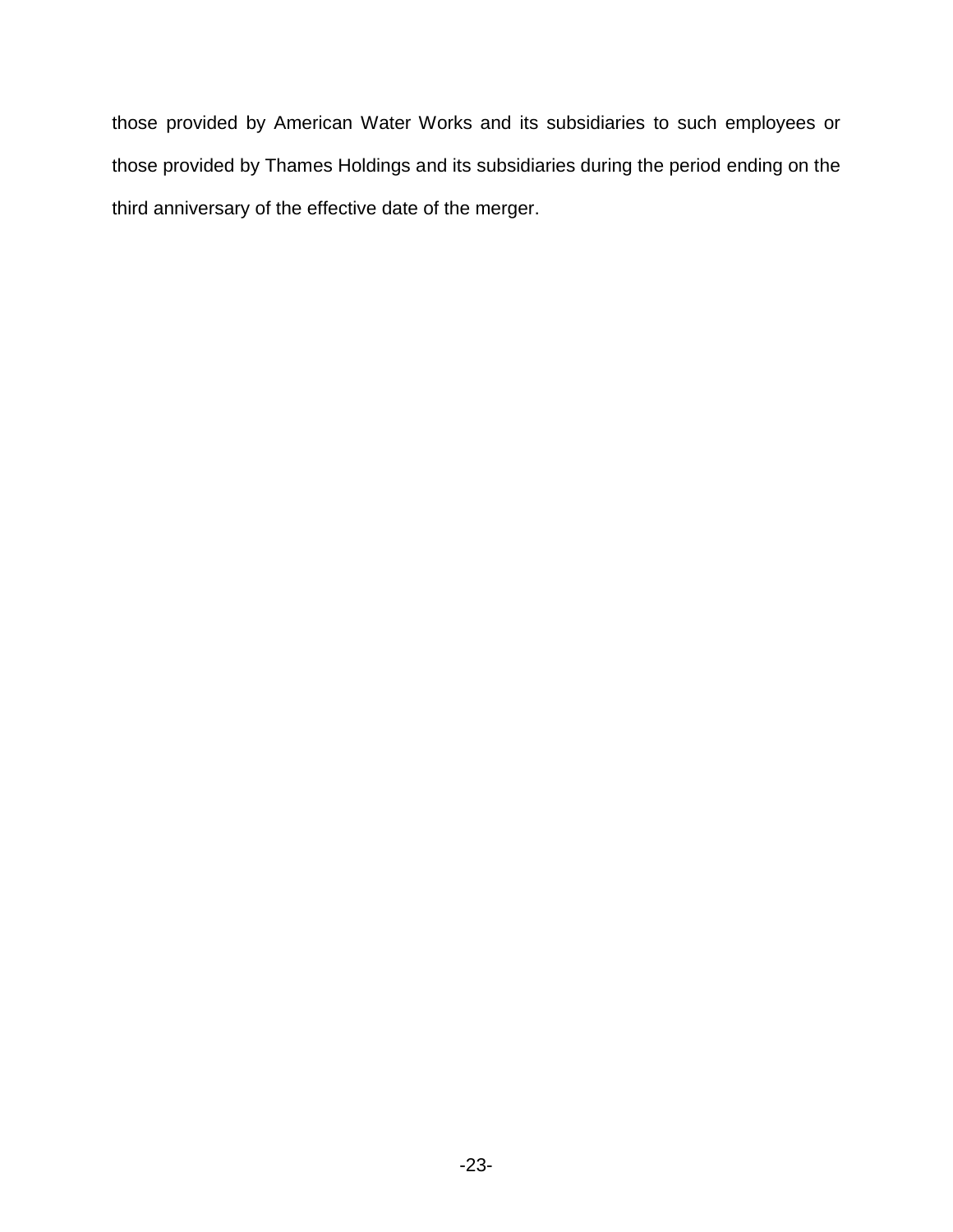those provided by American Water Works and its subsidiaries to such employees or those provided by Thames Holdings and its subsidiaries during the period ending on the third anniversary of the effective date of the merger.